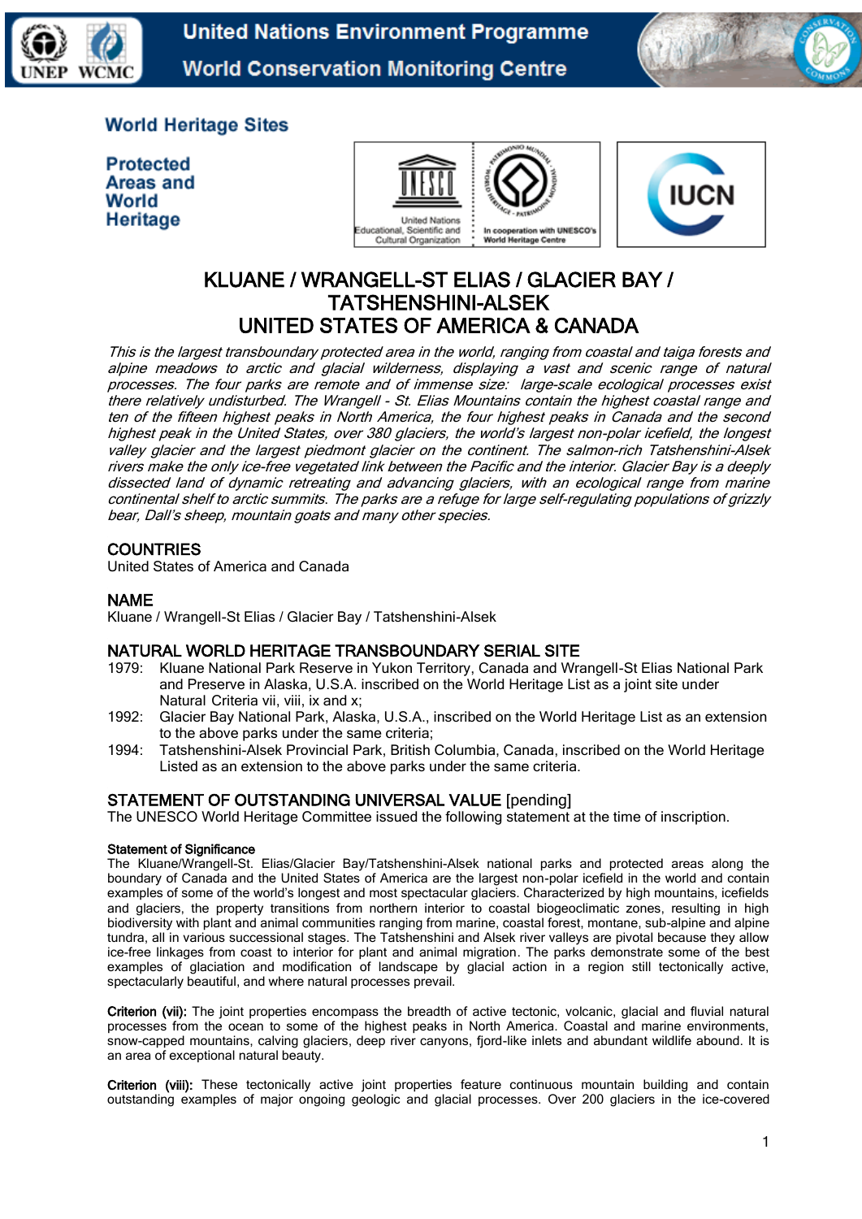United Nations Environment Programme
World Conservation Monitoring Centre

World Heritage Sites

Protected Areas and World Heritage

# KLUANE / WRANGELL-ST ELIAS / GLACIER BAY / TATSHENSHINI-ALSEK
# UNITED STATES OF AMERICA & CANADA

*This is the largest transboundary protected area in the world, ranging from coastal and taiga forests and alpine meadows to arctic and glacial wilderness, displaying a vast and scenic range of natural processes. The four parks are remote and of immense size: large-scale ecological processes exist there relatively undisturbed. The Wrangell - St. Elias Mountains contain the highest coastal range and ten of the fifteen highest peaks in North America, the four highest peaks in Canada and the second highest peak in the United States, over 380 glaciers, the world's largest non-polar icefield, the longest valley glacier and the largest piedmont glacier on the continent. The salmon-rich Tatshenshini-Alsek rivers make the only ice-free vegetated link between the Pacific and the interior. Glacier Bay is a deeply dissected land of dynamic retreating and advancing glaciers, with an ecological range from marine continental shelf to arctic summits. The parks are a refuge for large self-regulating populations of grizzly bear, Dall's sheep, mountain goats and many other species.*

## COUNTRIES
United States of America and Canada

## NAME
Kluane / Wrangell-St Elias / Glacier Bay / Tatshenshini-Alsek

## NATURAL WORLD HERITAGE TRANSBOUNDARY SERIAL SITE
1979: Kluane National Park Reserve in Yukon Territory, Canada and Wrangell-St Elias National Park and Preserve in Alaska, U.S.A. inscribed on the World Heritage List as a joint site under Natural Criteria vii, viii, ix and x;

1992: Glacier Bay National Park, Alaska, U.S.A., inscribed on the World Heritage List as an extension to the above parks under the same criteria;

1994: Tatshenshini-Alsek Provincial Park, British Columbia, Canada, inscribed on the World Heritage Listed as an extension to the above parks under the same criteria.

## STATEMENT OF OUTSTANDING UNIVERSAL VALUE [pending]
The UNESCO World Heritage Committee issued the following statement at the time of inscription.

**Statement of Significance**
The Kluane/Wrangell-St. Elias/Glacier Bay/Tatshenshini-Alsek national parks and protected areas along the boundary of Canada and the United States of America are the largest non-polar icefield in the world and contain examples of some of the world's longest and most spectacular glaciers. Characterized by high mountains, icefields and glaciers, the property transitions from northern interior to coastal biogeoclimatic zones, resulting in high biodiversity with plant and animal communities ranging from marine, coastal forest, montane, sub-alpine and alpine tundra, all in various successional stages. The Tatshenshini and Alsek river valleys are pivotal because they allow ice-free linkages from coast to interior for plant and animal migration. The parks demonstrate some of the best examples of glaciation and modification of landscape by glacial action in a region still tectonically active, spectacularly beautiful, and where natural processes prevail.

**Criterion (vii):** The joint properties encompass the breadth of active tectonic, volcanic, glacial and fluvial natural processes from the ocean to some of the highest peaks in North America. Coastal and marine environments, snow-capped mountains, calving glaciers, deep river canyons, fjord-like inlets and abundant wildlife abound. It is an area of exceptional natural beauty.

**Criterion (viii):** These tectonically active joint properties feature continuous mountain building and contain outstanding examples of major ongoing geologic and glacial processes. Over 200 glaciers in the ice-covered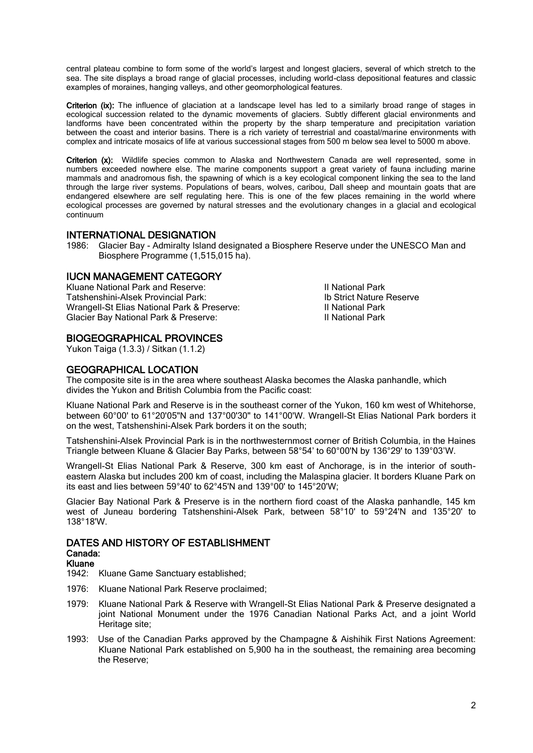central plateau combine to form some of the world's largest and longest glaciers, several of which stretch to the sea. The site displays a broad range of glacial processes, including world-class depositional features and classic examples of moraines, hanging valleys, and other geomorphological features.

**Criterion (ix):** The influence of glaciation at a landscape level has led to a similarly broad range of stages in ecological succession related to the dynamic movements of glaciers. Subtly different glacial environments and landforms have been concentrated within the property by the sharp temperature and precipitation variation between the coast and interior basins. There is a rich variety of terrestrial and coastal/marine environments with complex and intricate mosaics of life at various successional stages from 500 m below sea level to 5000 m above.

**Criterion (x):** Wildlife species common to Alaska and Northwestern Canada are well represented, some in numbers exceeded nowhere else. The marine components support a great variety of fauna including marine mammals and anadromous fish, the spawning of which is a key ecological component linking the sea to the land through the large river systems. Populations of bears, wolves, caribou, Dall sheep and mountain goats that are endangered elsewhere are self regulating here. This is one of the few places remaining in the world where ecological processes are governed by natural stresses and the evolutionary changes in a glacial and ecological continuum

## INTERNATIONAL DESIGNATION

1986: Glacier Bay - Admiralty Island designated a Biosphere Reserve under the UNESCO Man and Biosphere Programme (1,515,015 ha).

## IUCN MANAGEMENT CATEGORY

| | |
|---|---|
| Kluane National Park and Reserve: | II National Park |
| Tatshenshini-Alsek Provincial Park: | Ib Strict Nature Reserve |
| Wrangell-St Elias National Park & Preserve: | II National Park |
| Glacier Bay National Park & Preserve: | II National Park |

## BIOGEOGRAPHICAL PROVINCES

Yukon Taiga (1.3.3) / Sitkan (1.1.2)

## GEOGRAPHICAL LOCATION

The composite site is in the area where southeast Alaska becomes the Alaska panhandle, which divides the Yukon and British Columbia from the Pacific coast:

Kluane National Park and Reserve is in the southeast corner of the Yukon, 160 km west of Whitehorse, between 60°00' to 61°20'05"N and 137°00'30" to 141°00'W. Wrangell-St Elias National Park borders it on the west, Tatshenshini-Alsek Park borders it on the south;

Tatshenshini-Alsek Provincial Park is in the northwesternmost corner of British Columbia, in the Haines Triangle between Kluane & Glacier Bay Parks, between 58°54' to 60°00'N by 136°29' to 139°03'W.

Wrangell-St Elias National Park & Reserve, 300 km east of Anchorage, is in the interior of south-eastern Alaska but includes 200 km of coast, including the Malaspina glacier. It borders Kluane Park on its east and lies between 59°40' to 62°45'N and 139°00' to 145°20'W;

Glacier Bay National Park & Preserve is in the northern fiord coast of the Alaska panhandle, 145 km west of Juneau bordering Tatshenshini-Alsek Park, between 58°10' to 59°24'N and 135°20' to 138°18'W.

## DATES AND HISTORY OF ESTABLISHMENT

### Canada:

#### Kluane

1942: Kluane Game Sanctuary established;

1976: Kluane National Park Reserve proclaimed;

1979: Kluane National Park & Reserve with Wrangell-St Elias National Park & Preserve designated a joint National Monument under the 1976 Canadian National Parks Act, and a joint World Heritage site;

1993: Use of the Canadian Parks approved by the Champagne & Aishihik First Nations Agreement: Kluane National Park established on 5,900 ha in the southeast, the remaining area becoming the Reserve;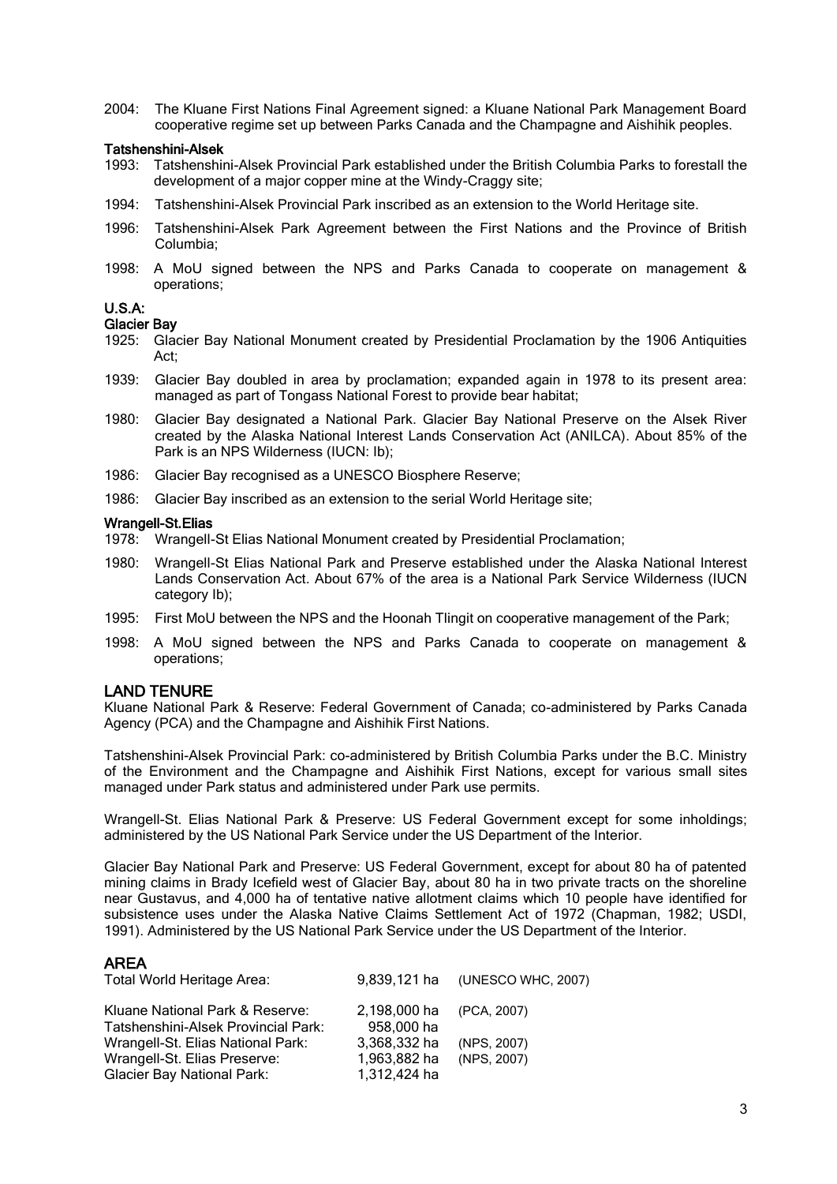2004: The Kluane First Nations Final Agreement signed: a Kluane National Park Management Board cooperative regime set up between Parks Canada and the Champagne and Aishihik peoples.

#### Tatshenshini-Alsek

1993: Tatshenshini-Alsek Provincial Park established under the British Columbia Parks to forestall the development of a major copper mine at the Windy-Craggy site;

1994: Tatshenshini-Alsek Provincial Park inscribed as an extension to the World Heritage site.

1996: Tatshenshini-Alsek Park Agreement between the First Nations and the Province of British Columbia;

1998: A MoU signed between the NPS and Parks Canada to cooperate on management & operations;

### U.S.A:

#### Glacier Bay

1925: Glacier Bay National Monument created by Presidential Proclamation by the 1906 Antiquities Act;

1939: Glacier Bay doubled in area by proclamation; expanded again in 1978 to its present area: managed as part of Tongass National Forest to provide bear habitat;

1980: Glacier Bay designated a National Park. Glacier Bay National Preserve on the Alsek River created by the Alaska National Interest Lands Conservation Act (ANILCA). About 85% of the Park is an NPS Wilderness (IUCN: Ib);

1986: Glacier Bay recognised as a UNESCO Biosphere Reserve;

1986: Glacier Bay inscribed as an extension to the serial World Heritage site;

#### Wrangell-St.Elias

1978: Wrangell-St Elias National Monument created by Presidential Proclamation;

1980: Wrangell-St Elias National Park and Preserve established under the Alaska National Interest Lands Conservation Act. About 67% of the area is a National Park Service Wilderness (IUCN category Ib);

1995: First MoU between the NPS and the Hoonah Tlingit on cooperative management of the Park;

1998: A MoU signed between the NPS and Parks Canada to cooperate on management & operations;

## LAND TENURE

Kluane National Park & Reserve: Federal Government of Canada; co-administered by Parks Canada Agency (PCA) and the Champagne and Aishihik First Nations.

Tatshenshini-Alsek Provincial Park: co-administered by British Columbia Parks under the B.C. Ministry of the Environment and the Champagne and Aishihik First Nations, except for various small sites managed under Park status and administered under Park use permits.

Wrangell-St. Elias National Park & Preserve: US Federal Government except for some inholdings; administered by the US National Park Service under the US Department of the Interior.

Glacier Bay National Park and Preserve: US Federal Government, except for about 80 ha of patented mining claims in Brady Icefield west of Glacier Bay, about 80 ha in two private tracts on the shoreline near Gustavus, and 4,000 ha of tentative native allotment claims which 10 people have identified for subsistence uses under the Alaska Native Claims Settlement Act of 1972 (Chapman, 1982; USDI, 1991). Administered by the US National Park Service under the US Department of the Interior.

## AREA

| | | |
|---|---|---|
| Total World Heritage Area: | 9,839,121 ha | (UNESCO WHC, 2007) |
| Kluane National Park & Reserve: | 2,198,000 ha | (PCA, 2007) |
| Tatshenshini-Alsek Provincial Park: | 958,000 ha | |
| Wrangell-St. Elias National Park: | 3,368,332 ha | (NPS, 2007) |
| Wrangell-St. Elias Preserve: | 1,963,882 ha | (NPS, 2007) |
| Glacier Bay National Park: | 1,312,424 ha | |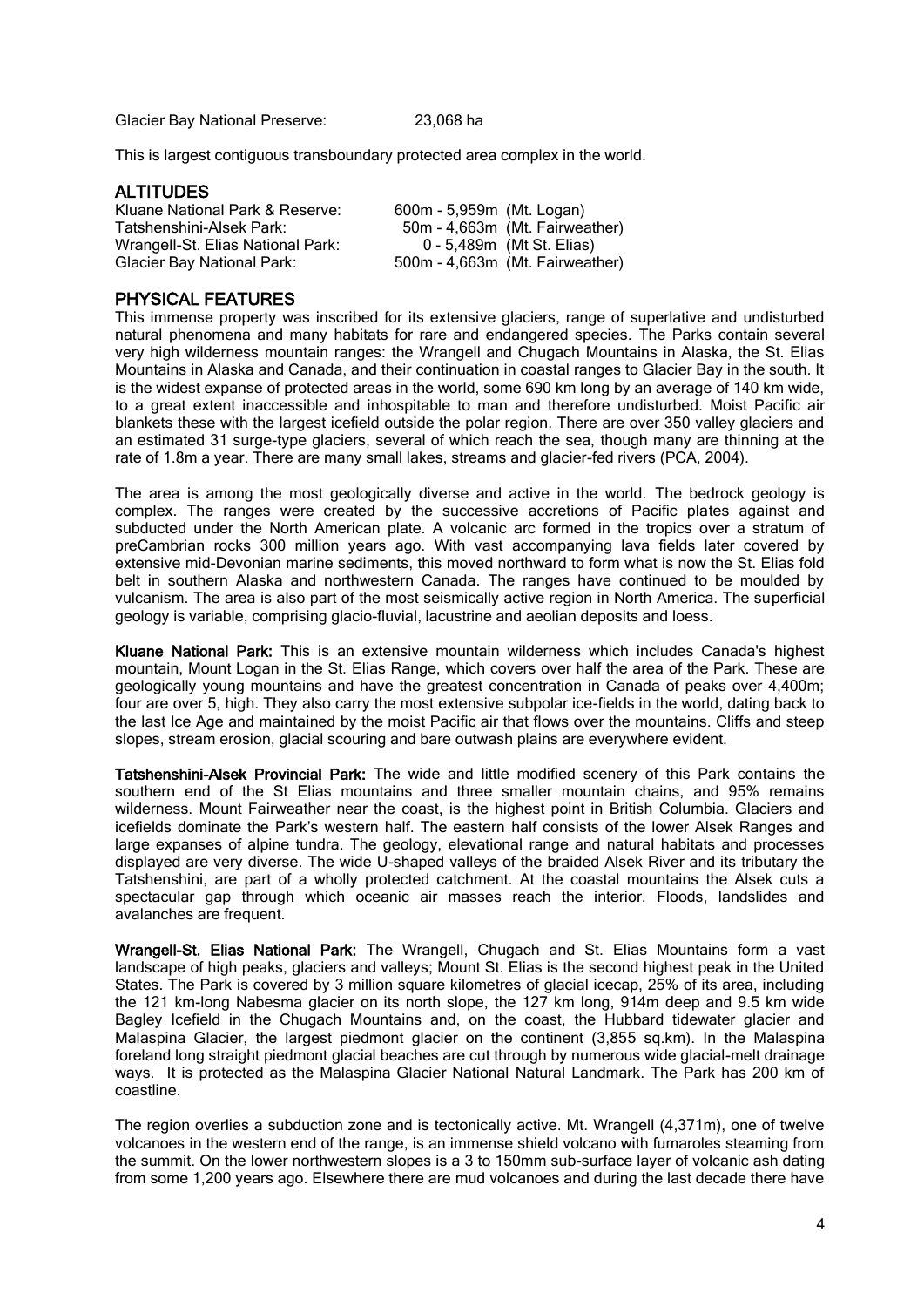Glacier Bay National Preserve: 23,068 ha

This is largest contiguous transboundary protected area complex in the world.

## ALTITUDES

| | |
|---|---|
| Kluane National Park & Reserve: | 600m - 5,959m (Mt. Logan) |
| Tatshenshini-Alsek Park: | 50m - 4,663m (Mt. Fairweather) |
| Wrangell-St. Elias National Park: | 0 - 5,489m (Mt St. Elias) |
| Glacier Bay National Park: | 500m - 4,663m (Mt. Fairweather) |

## PHYSICAL FEATURES

This immense property was inscribed for its extensive glaciers, range of superlative and undisturbed natural phenomena and many habitats for rare and endangered species. The Parks contain several very high wilderness mountain ranges: the Wrangell and Chugach Mountains in Alaska, the St. Elias Mountains in Alaska and Canada, and their continuation in coastal ranges to Glacier Bay in the south. It is the widest expanse of protected areas in the world, some 690 km long by an average of 140 km wide, to a great extent inaccessible and inhospitable to man and therefore undisturbed. Moist Pacific air blankets these with the largest icefield outside the polar region. There are over 350 valley glaciers and an estimated 31 surge-type glaciers, several of which reach the sea, though many are thinning at the rate of 1.8m a year. There are many small lakes, streams and glacier-fed rivers (PCA, 2004).

The area is among the most geologically diverse and active in the world. The bedrock geology is complex. The ranges were created by the successive accretions of Pacific plates against and subducted under the North American plate. A volcanic arc formed in the tropics over a stratum of preCambrian rocks 300 million years ago. With vast accompanying lava fields later covered by extensive mid-Devonian marine sediments, this moved northward to form what is now the St. Elias fold belt in southern Alaska and northwestern Canada. The ranges have continued to be moulded by vulcanism. The area is also part of the most seismically active region in North America. The superficial geology is variable, comprising glacio-fluvial, lacustrine and aeolian deposits and loess.

**Kluane National Park:** This is an extensive mountain wilderness which includes Canada's highest mountain, Mount Logan in the St. Elias Range, which covers over half the area of the Park. These are geologically young mountains and have the greatest concentration in Canada of peaks over 4,400m; four are over 5, high. They also carry the most extensive subpolar ice-fields in the world, dating back to the last Ice Age and maintained by the moist Pacific air that flows over the mountains. Cliffs and steep slopes, stream erosion, glacial scouring and bare outwash plains are everywhere evident.

**Tatshenshini-Alsek Provincial Park:** The wide and little modified scenery of this Park contains the southern end of the St Elias mountains and three smaller mountain chains, and 95% remains wilderness. Mount Fairweather near the coast, is the highest point in British Columbia. Glaciers and icefields dominate the Park's western half. The eastern half consists of the lower Alsek Ranges and large expanses of alpine tundra. The geology, elevational range and natural habitats and processes displayed are very diverse. The wide U-shaped valleys of the braided Alsek River and its tributary the Tatshenshini, are part of a wholly protected catchment. At the coastal mountains the Alsek cuts a spectacular gap through which oceanic air masses reach the interior. Floods, landslides and avalanches are frequent.

**Wrangell-St. Elias National Park:** The Wrangell, Chugach and St. Elias Mountains form a vast landscape of high peaks, glaciers and valleys; Mount St. Elias is the second highest peak in the United States. The Park is covered by 3 million square kilometres of glacial icecap, 25% of its area, including the 121 km-long Nabesma glacier on its north slope, the 127 km long, 914m deep and 9.5 km wide Bagley Icefield in the Chugach Mountains and, on the coast, the Hubbard tidewater glacier and Malaspina Glacier, the largest piedmont glacier on the continent (3,855 sq.km). In the Malaspina foreland long straight piedmont glacial beaches are cut through by numerous wide glacial-melt drainage ways. It is protected as the Malaspina Glacier National Natural Landmark. The Park has 200 km of coastline.

The region overlies a subduction zone and is tectonically active. Mt. Wrangell (4,371m), one of twelve volcanoes in the western end of the range, is an immense shield volcano with fumaroles steaming from the summit. On the lower northwestern slopes is a 3 to 150mm sub-surface layer of volcanic ash dating from some 1,200 years ago. Elsewhere there are mud volcanoes and during the last decade there have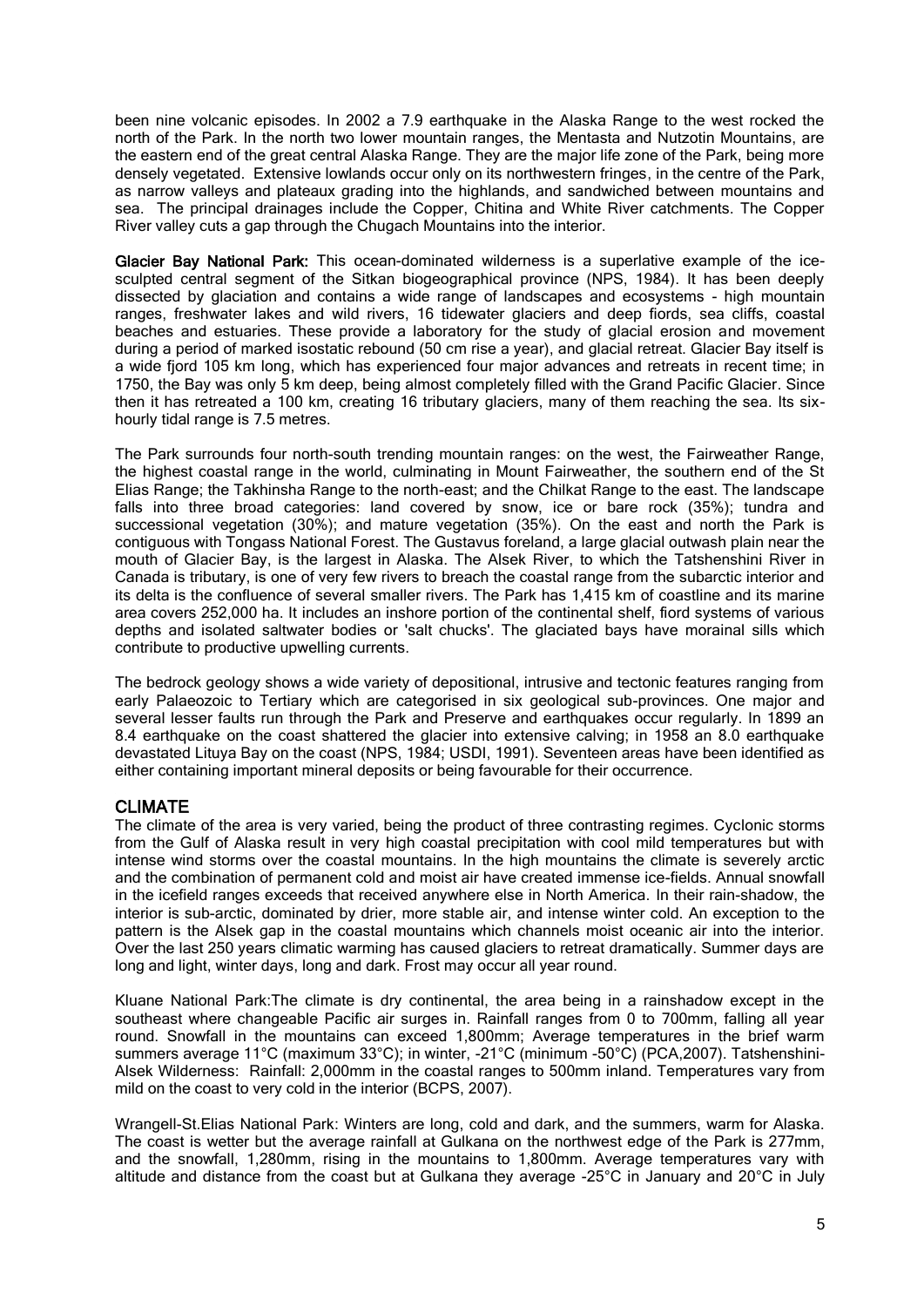been nine volcanic episodes. In 2002 a 7.9 earthquake in the Alaska Range to the west rocked the north of the Park. In the north two lower mountain ranges, the Mentasta and Nutzotin Mountains, are the eastern end of the great central Alaska Range. They are the major life zone of the Park, being more densely vegetated. Extensive lowlands occur only on its northwestern fringes, in the centre of the Park, as narrow valleys and plateaux grading into the highlands, and sandwiched between mountains and sea. The principal drainages include the Copper, Chitina and White River catchments. The Copper River valley cuts a gap through the Chugach Mountains into the interior.

**Glacier Bay National Park:** This ocean-dominated wilderness is a superlative example of the ice-sculpted central segment of the Sitkan biogeographical province (NPS, 1984). It has been deeply dissected by glaciation and contains a wide range of landscapes and ecosystems - high mountain ranges, freshwater lakes and wild rivers, 16 tidewater glaciers and deep fiords, sea cliffs, coastal beaches and estuaries. These provide a laboratory for the study of glacial erosion and movement during a period of marked isostatic rebound (50 cm rise a year), and glacial retreat. Glacier Bay itself is a wide fjord 105 km long, which has experienced four major advances and retreats in recent time; in 1750, the Bay was only 5 km deep, being almost completely filled with the Grand Pacific Glacier. Since then it has retreated a 100 km, creating 16 tributary glaciers, many of them reaching the sea. Its six-hourly tidal range is 7.5 metres.

The Park surrounds four north-south trending mountain ranges: on the west, the Fairweather Range, the highest coastal range in the world, culminating in Mount Fairweather, the southern end of the St Elias Range; the Takhinsha Range to the north-east; and the Chilkat Range to the east. The landscape falls into three broad categories: land covered by snow, ice or bare rock (35%); tundra and successional vegetation (30%); and mature vegetation (35%). On the east and north the Park is contiguous with Tongass National Forest. The Gustavus foreland, a large glacial outwash plain near the mouth of Glacier Bay, is the largest in Alaska. The Alsek River, to which the Tatshenshini River in Canada is tributary, is one of very few rivers to breach the coastal range from the subarctic interior and its delta is the confluence of several smaller rivers. The Park has 1,415 km of coastline and its marine area covers 252,000 ha. It includes an inshore portion of the continental shelf, fiord systems of various depths and isolated saltwater bodies or 'salt chucks'. The glaciated bays have morainal sills which contribute to productive upwelling currents.

The bedrock geology shows a wide variety of depositional, intrusive and tectonic features ranging from early Palaeozoic to Tertiary which are categorised in six geological sub-provinces. One major and several lesser faults run through the Park and Preserve and earthquakes occur regularly. In 1899 an 8.4 earthquake on the coast shattered the glacier into extensive calving; in 1958 an 8.0 earthquake devastated Lituya Bay on the coast (NPS, 1984; USDI, 1991). Seventeen areas have been identified as either containing important mineral deposits or being favourable for their occurrence.

## CLIMATE

The climate of the area is very varied, being the product of three contrasting regimes. Cyclonic storms from the Gulf of Alaska result in very high coastal precipitation with cool mild temperatures but with intense wind storms over the coastal mountains. In the high mountains the climate is severely arctic and the combination of permanent cold and moist air have created immense ice-fields. Annual snowfall in the icefield ranges exceeds that received anywhere else in North America. In their rain-shadow, the interior is sub-arctic, dominated by drier, more stable air, and intense winter cold. An exception to the pattern is the Alsek gap in the coastal mountains which channels moist oceanic air into the interior. Over the last 250 years climatic warming has caused glaciers to retreat dramatically. Summer days are long and light, winter days, long and dark. Frost may occur all year round.

Kluane National Park:The climate is dry continental, the area being in a rainshadow except in the southeast where changeable Pacific air surges in. Rainfall ranges from 0 to 700mm, falling all year round. Snowfall in the mountains can exceed 1,800mm; Average temperatures in the brief warm summers average 11°C (maximum 33°C); in winter, -21°C (minimum -50°C) (PCA,2007). Tatshenshini-Alsek Wilderness: Rainfall: 2,000mm in the coastal ranges to 500mm inland. Temperatures vary from mild on the coast to very cold in the interior (BCPS, 2007).

Wrangell-St.Elias National Park: Winters are long, cold and dark, and the summers, warm for Alaska. The coast is wetter but the average rainfall at Gulkana on the northwest edge of the Park is 277mm, and the snowfall, 1,280mm, rising in the mountains to 1,800mm. Average temperatures vary with altitude and distance from the coast but at Gulkana they average -25°C in January and 20°C in July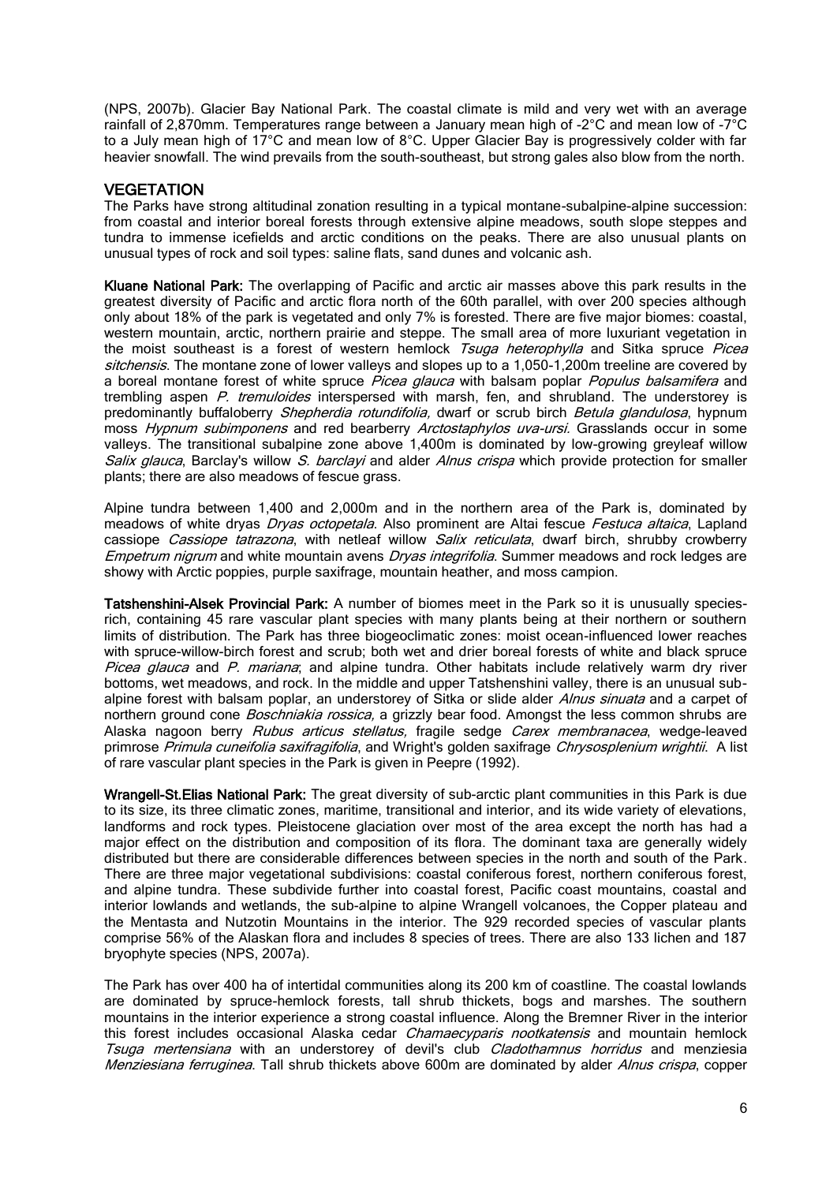(NPS, 2007b). Glacier Bay National Park. The coastal climate is mild and very wet with an average rainfall of 2,870mm. Temperatures range between a January mean high of -2°C and mean low of -7°C to a July mean high of 17°C and mean low of 8°C. Upper Glacier Bay is progressively colder with far heavier snowfall. The wind prevails from the south-southeast, but strong gales also blow from the north.

## VEGETATION

The Parks have strong altitudinal zonation resulting in a typical montane-subalpine-alpine succession: from coastal and interior boreal forests through extensive alpine meadows, south slope steppes and tundra to immense icefields and arctic conditions on the peaks. There are also unusual plants on unusual types of rock and soil types: saline flats, sand dunes and volcanic ash.

**Kluane National Park:** The overlapping of Pacific and arctic air masses above this park results in the greatest diversity of Pacific and arctic flora north of the 60th parallel, with over 200 species although only about 18% of the park is vegetated and only 7% is forested. There are five major biomes: coastal, western mountain, arctic, northern prairie and steppe. The small area of more luxuriant vegetation in the moist southeast is a forest of western hemlock *Tsuga heterophylla* and Sitka spruce *Picea sitchensis*. The montane zone of lower valleys and slopes up to a 1,050-1,200m treeline are covered by a boreal montane forest of white spruce *Picea glauca* with balsam poplar *Populus balsamifera* and trembling aspen *P. tremuloides* interspersed with marsh, fen, and shrubland. The understorey is predominantly buffaloberry *Shepherdia rotundifolia,* dwarf or scrub birch *Betula glandulosa*, hypnum moss *Hypnum subimponens* and red bearberry *Arctostaphylos uva-ursi.* Grasslands occur in some valleys. The transitional subalpine zone above 1,400m is dominated by low-growing greyleaf willow *Salix glauca*, Barclay's willow *S. barclayi* and alder *Alnus crispa* which provide protection for smaller plants; there are also meadows of fescue grass.

Alpine tundra between 1,400 and 2,000m and in the northern area of the Park is, dominated by meadows of white dryas *Dryas octopetala*. Also prominent are Altai fescue *Festuca altaica*, Lapland cassiope *Cassiope tatrazona*, with netleaf willow *Salix reticulata*, dwarf birch, shrubby crowberry *Empetrum nigrum* and white mountain avens *Dryas integrifolia*. Summer meadows and rock ledges are showy with Arctic poppies, purple saxifrage, mountain heather, and moss campion.

**Tatshenshini-Alsek Provincial Park:** A number of biomes meet in the Park so it is unusually species-rich, containing 45 rare vascular plant species with many plants being at their northern or southern limits of distribution. The Park has three biogeoclimatic zones: moist ocean-influenced lower reaches with spruce-willow-birch forest and scrub; both wet and drier boreal forests of white and black spruce *Picea glauca* and *P. mariana*; and alpine tundra. Other habitats include relatively warm dry river bottoms, wet meadows, and rock. In the middle and upper Tatshenshini valley, there is an unusual sub-alpine forest with balsam poplar, an understorey of Sitka or slide alder *Alnus sinuata* and a carpet of northern ground cone *Boschniakia rossica,* a grizzly bear food. Amongst the less common shrubs are Alaska nagoon berry *Rubus articus stellatus,* fragile sedge *Carex membranacea*, wedge-leaved primrose *Primula cuneifolia saxifragifolia*, and Wright's golden saxifrage *Chrysosplenium wrightii*. A list of rare vascular plant species in the Park is given in Peepre (1992).

**Wrangell-St.Elias National Park:** The great diversity of sub-arctic plant communities in this Park is due to its size, its three climatic zones, maritime, transitional and interior, and its wide variety of elevations, landforms and rock types. Pleistocene glaciation over most of the area except the north has had a major effect on the distribution and composition of its flora. The dominant taxa are generally widely distributed but there are considerable differences between species in the north and south of the Park. There are three major vegetational subdivisions: coastal coniferous forest, northern coniferous forest, and alpine tundra. These subdivide further into coastal forest, Pacific coast mountains, coastal and interior lowlands and wetlands, the sub-alpine to alpine Wrangell volcanoes, the Copper plateau and the Mentasta and Nutzotin Mountains in the interior. The 929 recorded species of vascular plants comprise 56% of the Alaskan flora and includes 8 species of trees. There are also 133 lichen and 187 bryophyte species (NPS, 2007a).

The Park has over 400 ha of intertidal communities along its 200 km of coastline. The coastal lowlands are dominated by spruce-hemlock forests, tall shrub thickets, bogs and marshes. The southern mountains in the interior experience a strong coastal influence. Along the Bremner River in the interior this forest includes occasional Alaska cedar *Chamaecyparis nootkatensis* and mountain hemlock *Tsuga mertensiana* with an understorey of devil's club *Cladothamnus horridus* and menziesia *Menziesiana ferruginea*. Tall shrub thickets above 600m are dominated by alder *Alnus crispa*, copper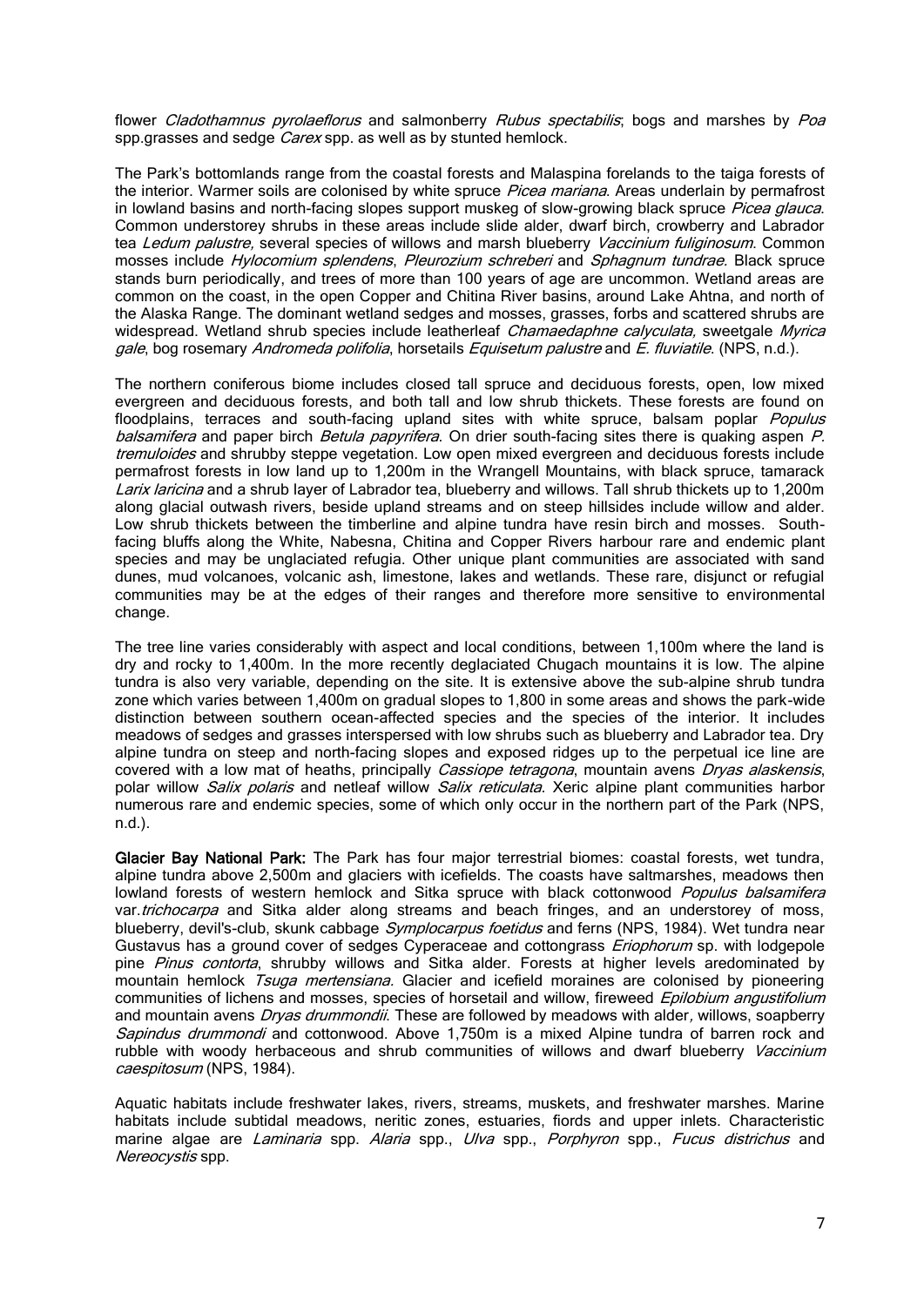flower *Cladothamnus pyrolaeflorus* and salmonberry *Rubus spectabilis*; bogs and marshes by *Poa* spp.grasses and sedge *Carex* spp. as well as by stunted hemlock.

The Park's bottomlands range from the coastal forests and Malaspina forelands to the taiga forests of the interior. Warmer soils are colonised by white spruce *Picea mariana*. Areas underlain by permafrost in lowland basins and north-facing slopes support muskeg of slow-growing black spruce *Picea glauca*. Common understorey shrubs in these areas include slide alder, dwarf birch, crowberry and Labrador tea *Ledum palustre,* several species of willows and marsh blueberry *Vaccinium fuliginosum*. Common mosses include *Hylocomium splendens*, *Pleurozium schreberi* and *Sphagnum tundrae.* Black spruce stands burn periodically, and trees of more than 100 years of age are uncommon. Wetland areas are common on the coast, in the open Copper and Chitina River basins, around Lake Ahtna, and north of the Alaska Range. The dominant wetland sedges and mosses, grasses, forbs and scattered shrubs are widespread. Wetland shrub species include leatherleaf *Chamaedaphne calyculata,* sweetgale *Myrica gale*, bog rosemary *Andromeda polifolia*, horsetails *Equisetum palustre* and *E. fluviatile*. (NPS, n.d.).

The northern coniferous biome includes closed tall spruce and deciduous forests, open, low mixed evergreen and deciduous forests, and both tall and low shrub thickets. These forests are found on floodplains, terraces and south-facing upland sites with white spruce, balsam poplar *Populus balsamifera* and paper birch *Betula papyrifera*. On drier south-facing sites there is quaking aspen *P. tremuloides* and shrubby steppe vegetation. Low open mixed evergreen and deciduous forests include permafrost forests in low land up to 1,200m in the Wrangell Mountains, with black spruce, tamarack *Larix laricina* and a shrub layer of Labrador tea, blueberry and willows. Tall shrub thickets up to 1,200m along glacial outwash rivers, beside upland streams and on steep hillsides include willow and alder. Low shrub thickets between the timberline and alpine tundra have resin birch and mosses. South-facing bluffs along the White, Nabesna, Chitina and Copper Rivers harbour rare and endemic plant species and may be unglaciated refugia. Other unique plant communities are associated with sand dunes, mud volcanoes, volcanic ash, limestone, lakes and wetlands. These rare, disjunct or refugial communities may be at the edges of their ranges and therefore more sensitive to environmental change.

The tree line varies considerably with aspect and local conditions, between 1,100m where the land is dry and rocky to 1,400m. In the more recently deglaciated Chugach mountains it is low. The alpine tundra is also very variable, depending on the site. It is extensive above the sub-alpine shrub tundra zone which varies between 1,400m on gradual slopes to 1,800 in some areas and shows the park-wide distinction between southern ocean-affected species and the species of the interior. It includes meadows of sedges and grasses interspersed with low shrubs such as blueberry and Labrador tea. Dry alpine tundra on steep and north-facing slopes and exposed ridges up to the perpetual ice line are covered with a low mat of heaths, principally *Cassiope tetragona*, mountain avens *Dryas alaskensis*, polar willow *Salix polaris* and netleaf willow *Salix reticulata*. Xeric alpine plant communities harbor numerous rare and endemic species, some of which only occur in the northern part of the Park (NPS, n.d.).

**Glacier Bay National Park:** The Park has four major terrestrial biomes: coastal forests, wet tundra, alpine tundra above 2,500m and glaciers with icefields. The coasts have saltmarshes, meadows then lowland forests of western hemlock and Sitka spruce with black cottonwood *Populus balsamifera* var.*trichocarpa* and Sitka alder along streams and beach fringes, and an understorey of moss, blueberry, devil's-club, skunk cabbage *Symplocarpus foetidus* and ferns (NPS, 1984). Wet tundra near Gustavus has a ground cover of sedges Cyperaceae and cottongrass *Eriophorum* sp. with lodgepole pine *Pinus contorta*, shrubby willows and Sitka alder. Forests at higher levels aredominated by mountain hemlock *Tsuga mertensiana.* Glacier and icefield moraines are colonised by pioneering communities of lichens and mosses, species of horsetail and willow, fireweed *Epilobium angustifolium* and mountain avens *Dryas drummondii*. These are followed by meadows with alder, willows, soapberry *Sapindus drummondi* and cottonwood. Above 1,750m is a mixed Alpine tundra of barren rock and rubble with woody herbaceous and shrub communities of willows and dwarf blueberry *Vaccinium caespitosum* (NPS, 1984).

Aquatic habitats include freshwater lakes, rivers, streams, muskets, and freshwater marshes. Marine habitats include subtidal meadows, neritic zones, estuaries, fiords and upper inlets. Characteristic marine algae are *Laminaria* spp. *Alaria* spp., *Ulva* spp., *Porphyron* spp., *Fucus districhus* and *Nereocystis* spp.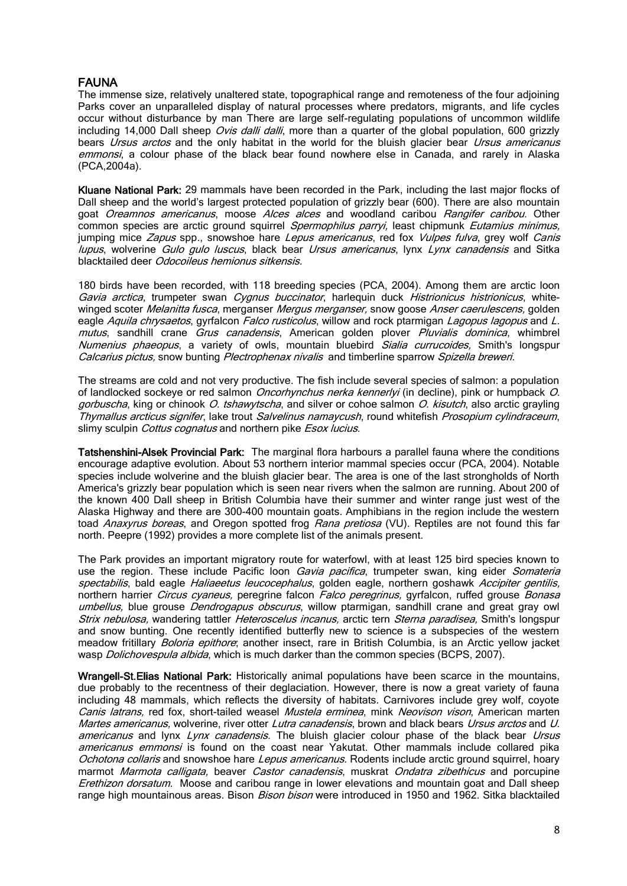## FAUNA

The immense size, relatively unaltered state, topographical range and remoteness of the four adjoining Parks cover an unparalleled display of natural processes where predators, migrants, and life cycles occur without disturbance by man There are large self-regulating populations of uncommon wildlife including 14,000 Dall sheep *Ovis dalli dalli*, more than a quarter of the global population, 600 grizzly bears *Ursus arctos* and the only habitat in the world for the bluish glacier bear *Ursus americanus emmonsi*, a colour phase of the black bear found nowhere else in Canada, and rarely in Alaska (PCA,2004a).

**Kluane National Park:** 29 mammals have been recorded in the Park, including the last major flocks of Dall sheep and the world's largest protected population of grizzly bear (600). There are also mountain goat *Oreamnos americanus*, moose *Alces alces* and woodland caribou *Rangifer caribou.* Other common species are arctic ground squirrel *Spermophilus parryi,* least chipmunk *Eutamius minimus,* jumping mice *Zapus* spp., snowshoe hare *Lepus americanus*, red fox *Vulpes fulva*, grey wolf *Canis lupus*, wolverine *Gulo gulo luscus*, black bear *Ursus americanus*, lynx *Lynx canadensis* and Sitka blacktailed deer *Odocoileus hemionus sitkensis.*

180 birds have been recorded, with 118 breeding species (PCA, 2004). Among them are arctic loon *Gavia arctica*, trumpeter swan *Cygnus buccinator*, harlequin duck *Histrionicus histrionicus*, white-winged scoter *Melanitta fusca*, merganser *Mergus merganser,* snow goose *Anser caerulescens,* golden eagle *Aquila chrysaetos*, gyrfalcon *Falco rusticolus*, willow and rock ptarmigan *Lagopus lagopus* and *L. mutus*, sandhill crane *Grus canadensis*, American golden plover *Pluvialis dominica*, whimbrel *Numenius phaeopus*, a variety of owls, mountain bluebird *Sialia currucoides,* Smith's longspur *Calcarius pictus,* snow bunting *Plectrophenax nivalis* and timberline sparrow *Spizella breweri*.

The streams are cold and not very productive. The fish include several species of salmon: a population of landlocked sockeye or red salmon *Oncorhynchus nerka kennerlyi* (in decline), pink or humpback *O. gorbuscha*, king or chinook *O. tshawytscha*, and silver or cohoe salmon *O. kisutch*, also arctic grayling *Thymallus arcticus signifer*, lake trout *Salvelinus namaycush*, round whitefish *Prosopium cylindraceum*, slimy sculpin *Cottus cognatus* and northern pike *Esox lucius*.

**Tatshenshini-Alsek Provincial Park:** The marginal flora harbours a parallel fauna where the conditions encourage adaptive evolution. About 53 northern interior mammal species occur (PCA, 2004). Notable species include wolverine and the bluish glacier bear. The area is one of the last strongholds of North America's grizzly bear population which is seen near rivers when the salmon are running. About 200 of the known 400 Dall sheep in British Columbia have their summer and winter range just west of the Alaska Highway and there are 300-400 mountain goats. Amphibians in the region include the western toad *Anaxyrus boreas*, and Oregon spotted frog *Rana pretiosa* (VU). Reptiles are not found this far north. Peepre (1992) provides a more complete list of the animals present.

The Park provides an important migratory route for waterfowl, with at least 125 bird species known to use the region. These include Pacific loon *Gavia pacifica*, trumpeter swan, king eider *Somateria spectabilis*, bald eagle *Haliaeetus leucocephalus*, golden eagle, northern goshawk *Accipiter gentilis,* northern harrier *Circus cyaneus,* peregrine falcon *Falco peregrinus,* gyrfalcon, ruffed grouse *Bonasa umbellus,* blue grouse *Dendrogapus obscurus*, willow ptarmigan, sandhill crane and great gray owl *Strix nebulosa,* wandering tattler *Heteroscelus incanus,* arctic tern *Sterna paradisea,* Smith's longspur and snow bunting. One recently identified butterfly new to science is a subspecies of the western meadow fritillary *Boloria epithore*; another insect, rare in British Columbia, is an Arctic yellow jacket wasp *Dolichovespula albida*, which is much darker than the common species (BCPS, 2007).

**Wrangell-St.Elias National Park:** Historically animal populations have been scarce in the mountains, due probably to the recentness of their deglaciation. However, there is now a great variety of fauna including 48 mammals, which reflects the diversity of habitats. Carnivores include grey wolf, coyote *Canis latrans,* red fox, short-tailed weasel *Mustela erminea*, mink *Neovison vison*, American marten *Martes americanus,* wolverine, river otter *Lutra canadensis*, brown and black bears *Ursus arctos* and *U. americanus* and lynx *Lynx canadensis*. The bluish glacier colour phase of the black bear *Ursus americanus emmonsi* is found on the coast near Yakutat. Other mammals include collared pika *Ochotona collaris* and snowshoe hare *Lepus americanus*. Rodents include arctic ground squirrel, hoary marmot *Marmota calligata,* beaver *Castor canadensis*, muskrat *Ondatra zibethicus* and porcupine *Erethizon dorsatum.* Moose and caribou range in lower elevations and mountain goat and Dall sheep range high mountainous areas. Bison *Bison bison* were introduced in 1950 and 1962. Sitka blacktailed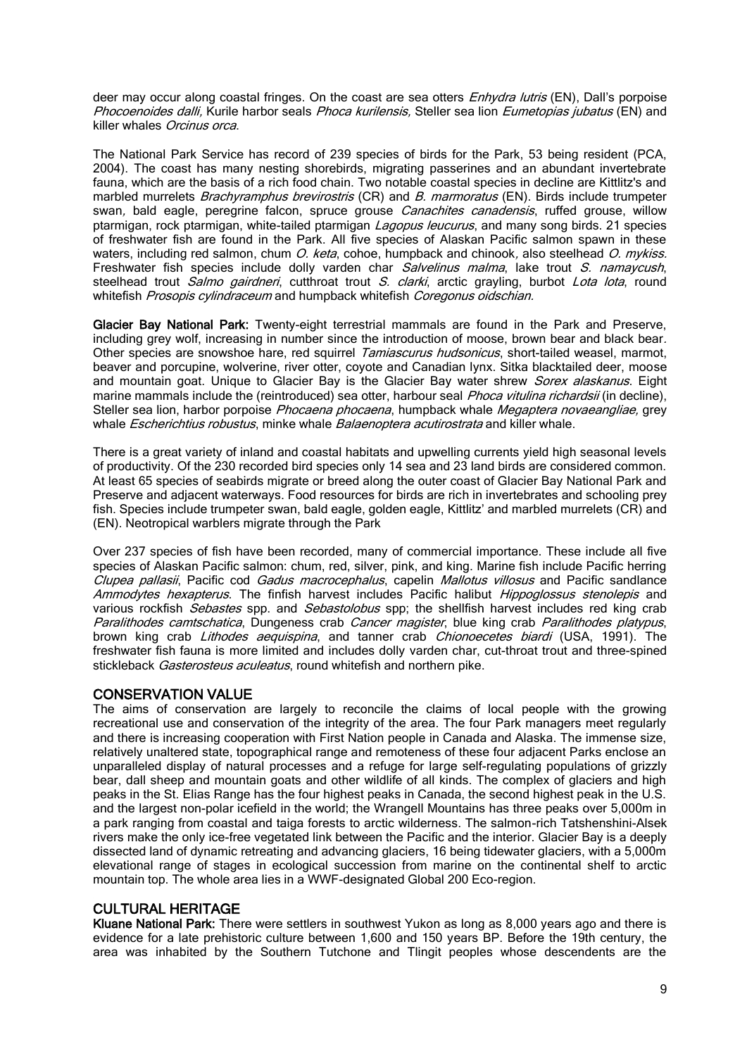deer may occur along coastal fringes. On the coast are sea otters *Enhydra lutris* (EN), Dall's porpoise *Phocoenoides dalli*, Kurile harbor seals *Phoca kurilensis*, Steller sea lion *Eumetopias jubatus* (EN) and killer whales *Orcinus orca*.

The National Park Service has record of 239 species of birds for the Park, 53 being resident (PCA, 2004). The coast has many nesting shorebirds, migrating passerines and an abundant invertebrate fauna, which are the basis of a rich food chain. Two notable coastal species in decline are Kittlitz's and marbled murrelets *Brachyramphus brevirostris* (CR) and *B. marmoratus* (EN). Birds include trumpeter swan, bald eagle, peregrine falcon, spruce grouse *Canachites canadensis*, ruffed grouse, willow ptarmigan, rock ptarmigan, white-tailed ptarmigan *Lagopus leucurus*, and many song birds. 21 species of freshwater fish are found in the Park. All five species of Alaskan Pacific salmon spawn in these waters, including red salmon, chum *O. keta*, cohoe, humpback and chinook, also steelhead *O. mykiss*. Freshwater fish species include dolly varden char *Salvelinus malma*, lake trout *S. namaycush*, steelhead trout *Salmo gairdneri*, cutthroat trout *S. clarki*, arctic grayling, burbot *Lota lota*, round whitefish *Prosopis cylindraceum* and humpback whitefish *Coregonus oidschian*.

**Glacier Bay National Park:** Twenty-eight terrestrial mammals are found in the Park and Preserve, including grey wolf, increasing in number since the introduction of moose, brown bear and black bear. Other species are snowshoe hare, red squirrel *Tamiascurus hudsonicus*, short-tailed weasel, marmot, beaver and porcupine, wolverine, river otter, coyote and Canadian lynx. Sitka blacktailed deer, moose and mountain goat. Unique to Glacier Bay is the Glacier Bay water shrew *Sorex alaskanus*. Eight marine mammals include the (reintroduced) sea otter, harbour seal *Phoca vitulina richardsii* (in decline), Steller sea lion, harbor porpoise *Phocaena phocaena*, humpback whale *Megaptera novaeangliae*, grey whale *Escherichtius robustus*, minke whale *Balaenoptera acutirostrata* and killer whale.

There is a great variety of inland and coastal habitats and upwelling currents yield high seasonal levels of productivity. Of the 230 recorded bird species only 14 sea and 23 land birds are considered common. At least 65 species of seabirds migrate or breed along the outer coast of Glacier Bay National Park and Preserve and adjacent waterways. Food resources for birds are rich in invertebrates and schooling prey fish. Species include trumpeter swan, bald eagle, golden eagle, Kittlitz' and marbled murrelets (CR) and (EN). Neotropical warblers migrate through the Park

Over 237 species of fish have been recorded, many of commercial importance. These include all five species of Alaskan Pacific salmon: chum, red, silver, pink, and king. Marine fish include Pacific herring *Clupea pallasii*, Pacific cod *Gadus macrocephalus*, capelin *Mallotus villosus* and Pacific sandlance *Ammodytes hexapterus*. The finfish harvest includes Pacific halibut *Hippoglossus stenolepis* and various rockfish *Sebastes* spp. and *Sebastolobus* spp; the shellfish harvest includes red king crab *Paralithodes camtschatica*, Dungeness crab *Cancer magister*, blue king crab *Paralithodes platypus*, brown king crab *Lithodes aequispina*, and tanner crab *Chionoecetes biardi* (USA, 1991). The freshwater fish fauna is more limited and includes dolly varden char, cut-throat trout and three-spined stickleback *Gasterosteus aculeatus*, round whitefish and northern pike.

## CONSERVATION VALUE

The aims of conservation are largely to reconcile the claims of local people with the growing recreational use and conservation of the integrity of the area. The four Park managers meet regularly and there is increasing cooperation with First Nation people in Canada and Alaska. The immense size, relatively unaltered state, topographical range and remoteness of these four adjacent Parks enclose an unparalleled display of natural processes and a refuge for large self-regulating populations of grizzly bear, dall sheep and mountain goats and other wildlife of all kinds. The complex of glaciers and high peaks in the St. Elias Range has the four highest peaks in Canada, the second highest peak in the U.S. and the largest non-polar icefield in the world; the Wrangell Mountains has three peaks over 5,000m in a park ranging from coastal and taiga forests to arctic wilderness. The salmon-rich Tatshenshini-Alsek rivers make the only ice-free vegetated link between the Pacific and the interior. Glacier Bay is a deeply dissected land of dynamic retreating and advancing glaciers, 16 being tidewater glaciers, with a 5,000m elevational range of stages in ecological succession from marine on the continental shelf to arctic mountain top. The whole area lies in a WWF-designated Global 200 Eco-region.

## CULTURAL HERITAGE

**Kluane National Park:** There were settlers in southwest Yukon as long as 8,000 years ago and there is evidence for a late prehistoric culture between 1,600 and 150 years BP. Before the 19th century, the area was inhabited by the Southern Tutchone and Tlingit peoples whose descendents are the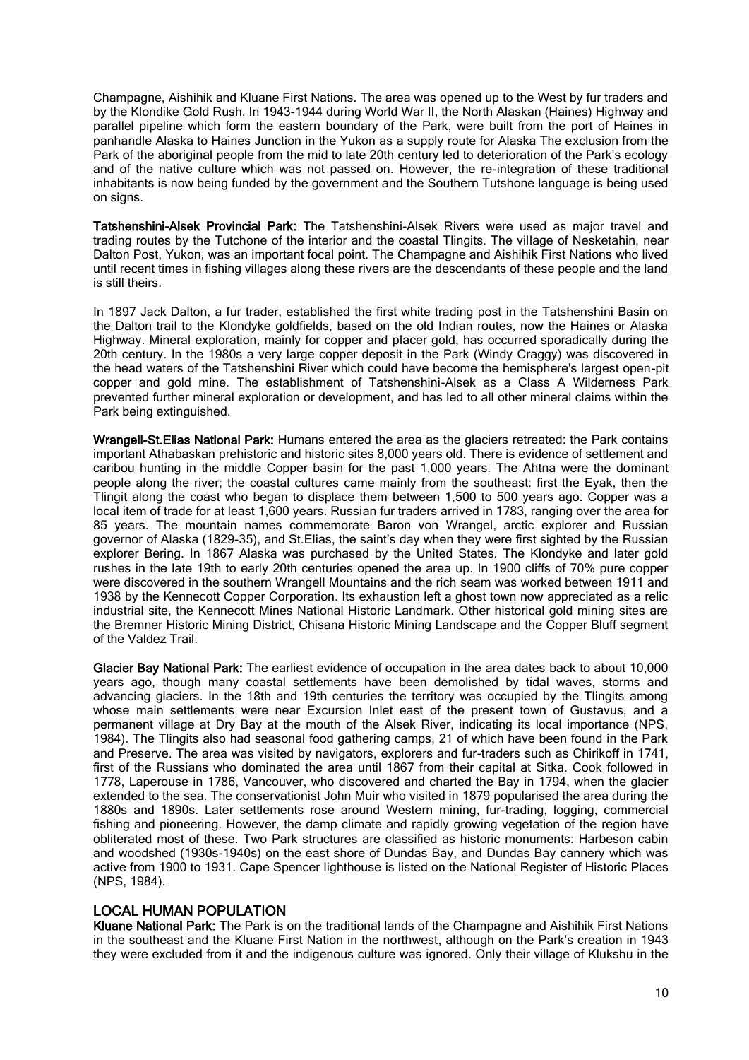Champagne, Aishihik and Kluane First Nations. The area was opened up to the West by fur traders and by the Klondike Gold Rush. In 1943-1944 during World War II, the North Alaskan (Haines) Highway and parallel pipeline which form the eastern boundary of the Park, were built from the port of Haines in panhandle Alaska to Haines Junction in the Yukon as a supply route for Alaska The exclusion from the Park of the aboriginal people from the mid to late 20th century led to deterioration of the Park's ecology and of the native culture which was not passed on. However, the re-integration of these traditional inhabitants is now being funded by the government and the Southern Tutshone language is being used on signs.

**Tatshenshini-Alsek Provincial Park:** The Tatshenshini-Alsek Rivers were used as major travel and trading routes by the Tutchone of the interior and the coastal Tlingits. The village of Nesketahin, near Dalton Post, Yukon, was an important focal point. The Champagne and Aishihik First Nations who lived until recent times in fishing villages along these rivers are the descendants of these people and the land is still theirs.

In 1897 Jack Dalton, a fur trader, established the first white trading post in the Tatshenshini Basin on the Dalton trail to the Klondyke goldfields, based on the old Indian routes, now the Haines or Alaska Highway. Mineral exploration, mainly for copper and placer gold, has occurred sporadically during the 20th century. In the 1980s a very large copper deposit in the Park (Windy Craggy) was discovered in the head waters of the Tatshenshini River which could have become the hemisphere's largest open-pit copper and gold mine. The establishment of Tatshenshini-Alsek as a Class A Wilderness Park prevented further mineral exploration or development, and has led to all other mineral claims within the Park being extinguished.

**Wrangell-St.Elias National Park:** Humans entered the area as the glaciers retreated: the Park contains important Athabaskan prehistoric and historic sites 8,000 years old. There is evidence of settlement and caribou hunting in the middle Copper basin for the past 1,000 years. The Ahtna were the dominant people along the river; the coastal cultures came mainly from the southeast: first the Eyak, then the Tlingit along the coast who began to displace them between 1,500 to 500 years ago. Copper was a local item of trade for at least 1,600 years. Russian fur traders arrived in 1783, ranging over the area for 85 years. The mountain names commemorate Baron von Wrangel, arctic explorer and Russian governor of Alaska (1829-35), and St.Elias, the saint's day when they were first sighted by the Russian explorer Bering. In 1867 Alaska was purchased by the United States. The Klondyke and later gold rushes in the late 19th to early 20th centuries opened the area up. In 1900 cliffs of 70% pure copper were discovered in the southern Wrangell Mountains and the rich seam was worked between 1911 and 1938 by the Kennecott Copper Corporation. Its exhaustion left a ghost town now appreciated as a relic industrial site, the Kennecott Mines National Historic Landmark. Other historical gold mining sites are the Bremner Historic Mining District, Chisana Historic Mining Landscape and the Copper Bluff segment of the Valdez Trail.

**Glacier Bay National Park:** The earliest evidence of occupation in the area dates back to about 10,000 years ago, though many coastal settlements have been demolished by tidal waves, storms and advancing glaciers. In the 18th and 19th centuries the territory was occupied by the Tlingits among whose main settlements were near Excursion Inlet east of the present town of Gustavus, and a permanent village at Dry Bay at the mouth of the Alsek River, indicating its local importance (NPS, 1984). The Tlingits also had seasonal food gathering camps, 21 of which have been found in the Park and Preserve. The area was visited by navigators, explorers and fur-traders such as Chirikoff in 1741, first of the Russians who dominated the area until 1867 from their capital at Sitka. Cook followed in 1778, Laperouse in 1786, Vancouver, who discovered and charted the Bay in 1794, when the glacier extended to the sea. The conservationist John Muir who visited in 1879 popularised the area during the 1880s and 1890s. Later settlements rose around Western mining, fur-trading, logging, commercial fishing and pioneering. However, the damp climate and rapidly growing vegetation of the region have obliterated most of these. Two Park structures are classified as historic monuments: Harbeson cabin and woodshed (1930s-1940s) on the east shore of Dundas Bay, and Dundas Bay cannery which was active from 1900 to 1931. Cape Spencer lighthouse is listed on the National Register of Historic Places (NPS, 1984).

## LOCAL HUMAN POPULATION

**Kluane National Park:** The Park is on the traditional lands of the Champagne and Aishihik First Nations in the southeast and the Kluane First Nation in the northwest, although on the Park's creation in 1943 they were excluded from it and the indigenous culture was ignored. Only their village of Klukshu in the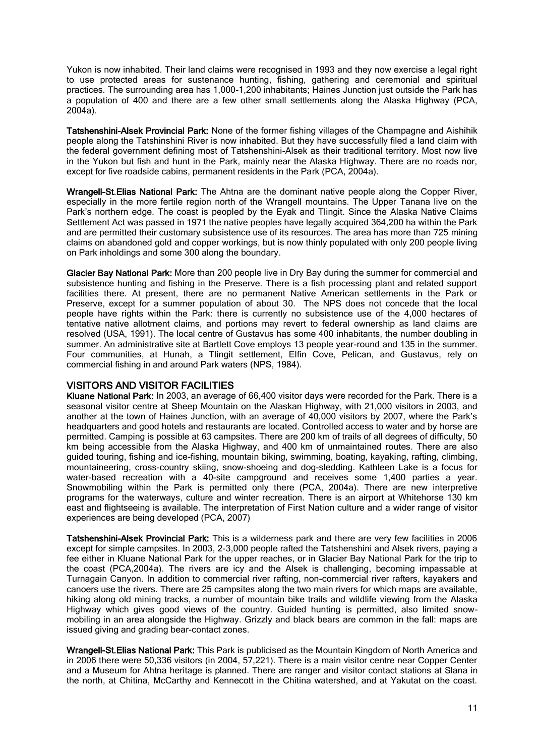Yukon is now inhabited. Their land claims were recognised in 1993 and they now exercise a legal right to use protected areas for sustenance hunting, fishing, gathering and ceremonial and spiritual practices. The surrounding area has 1,000-1,200 inhabitants; Haines Junction just outside the Park has a population of 400 and there are a few other small settlements along the Alaska Highway (PCA, 2004a).

**Tatshenshini-Alsek Provincial Park:** None of the former fishing villages of the Champagne and Aishihik people along the Tatshinshini River is now inhabited. But they have successfully filed a land claim with the federal government defining most of Tatshenshini-Alsek as their traditional territory. Most now live in the Yukon but fish and hunt in the Park, mainly near the Alaska Highway. There are no roads nor, except for five roadside cabins, permanent residents in the Park (PCA, 2004a).

**Wrangell-St.Elias National Park:** The Ahtna are the dominant native people along the Copper River, especially in the more fertile region north of the Wrangell mountains. The Upper Tanana live on the Park's northern edge. The coast is peopled by the Eyak and Tlingit. Since the Alaska Native Claims Settlement Act was passed in 1971 the native peoples have legally acquired 364,200 ha within the Park and are permitted their customary subsistence use of its resources. The area has more than 725 mining claims on abandoned gold and copper workings, but is now thinly populated with only 200 people living on Park inholdings and some 300 along the boundary.

**Glacier Bay National Park:** More than 200 people live in Dry Bay during the summer for commercial and subsistence hunting and fishing in the Preserve. There is a fish processing plant and related support facilities there. At present, there are no permanent Native American settlements in the Park or Preserve, except for a summer population of about 30. The NPS does not concede that the local people have rights within the Park: there is currently no subsistence use of the 4,000 hectares of tentative native allotment claims, and portions may revert to federal ownership as land claims are resolved (USA, 1991). The local centre of Gustavus has some 400 inhabitants, the number doubling in summer. An administrative site at Bartlett Cove employs 13 people year-round and 135 in the summer. Four communities, at Hunah, a Tlingit settlement, Elfin Cove, Pelican, and Gustavus, rely on commercial fishing in and around Park waters (NPS, 1984).

## VISITORS AND VISITOR FACILITIES

**Kluane National Park:** In 2003, an average of 66,400 visitor days were recorded for the Park. There is a seasonal visitor centre at Sheep Mountain on the Alaskan Highway, with 21,000 visitors in 2003, and another at the town of Haines Junction, with an average of 40,000 visitors by 2007, where the Park's headquarters and good hotels and restaurants are located. Controlled access to water and by horse are permitted. Camping is possible at 63 campsites. There are 200 km of trails of all degrees of difficulty, 50 km being accessible from the Alaska Highway, and 400 km of unmaintained routes. There are also guided touring, fishing and ice-fishing, mountain biking, swimming, boating, kayaking, rafting, climbing, mountaineering, cross-country skiing, snow-shoeing and dog-sledding. Kathleen Lake is a focus for water-based recreation with a 40-site campground and receives some 1,400 parties a year. Snowmobiling within the Park is permitted only there (PCA, 2004a). There are new interpretive programs for the waterways, culture and winter recreation. There is an airport at Whitehorse 130 km east and flightseeing is available. The interpretation of First Nation culture and a wider range of visitor experiences are being developed (PCA, 2007)

**Tatshenshini-Alsek Provincial Park:** This is a wilderness park and there are very few facilities in 2006 except for simple campsites. In 2003, 2-3,000 people rafted the Tatshenshini and Alsek rivers, paying a fee either in Kluane National Park for the upper reaches, or in Glacier Bay National Park for the trip to the coast (PCA,2004a). The rivers are icy and the Alsek is challenging, becoming impassable at Turnagain Canyon. In addition to commercial river rafting, non-commercial river rafters, kayakers and canoers use the rivers. There are 25 campsites along the two main rivers for which maps are available, hiking along old mining tracks, a number of mountain bike trails and wildlife viewing from the Alaska Highway which gives good views of the country. Guided hunting is permitted, also limited snow-mobiling in an area alongside the Highway. Grizzly and black bears are common in the fall: maps are issued giving and grading bear-contact zones.

**Wrangell-St.Elias National Park:** This Park is publicised as the Mountain Kingdom of North America and in 2006 there were 50,336 visitors (in 2004, 57,221). There is a main visitor centre near Copper Center and a Museum for Ahtna heritage is planned. There are ranger and visitor contact stations at Slana in the north, at Chitina, McCarthy and Kennecott in the Chitina watershed, and at Yakutat on the coast.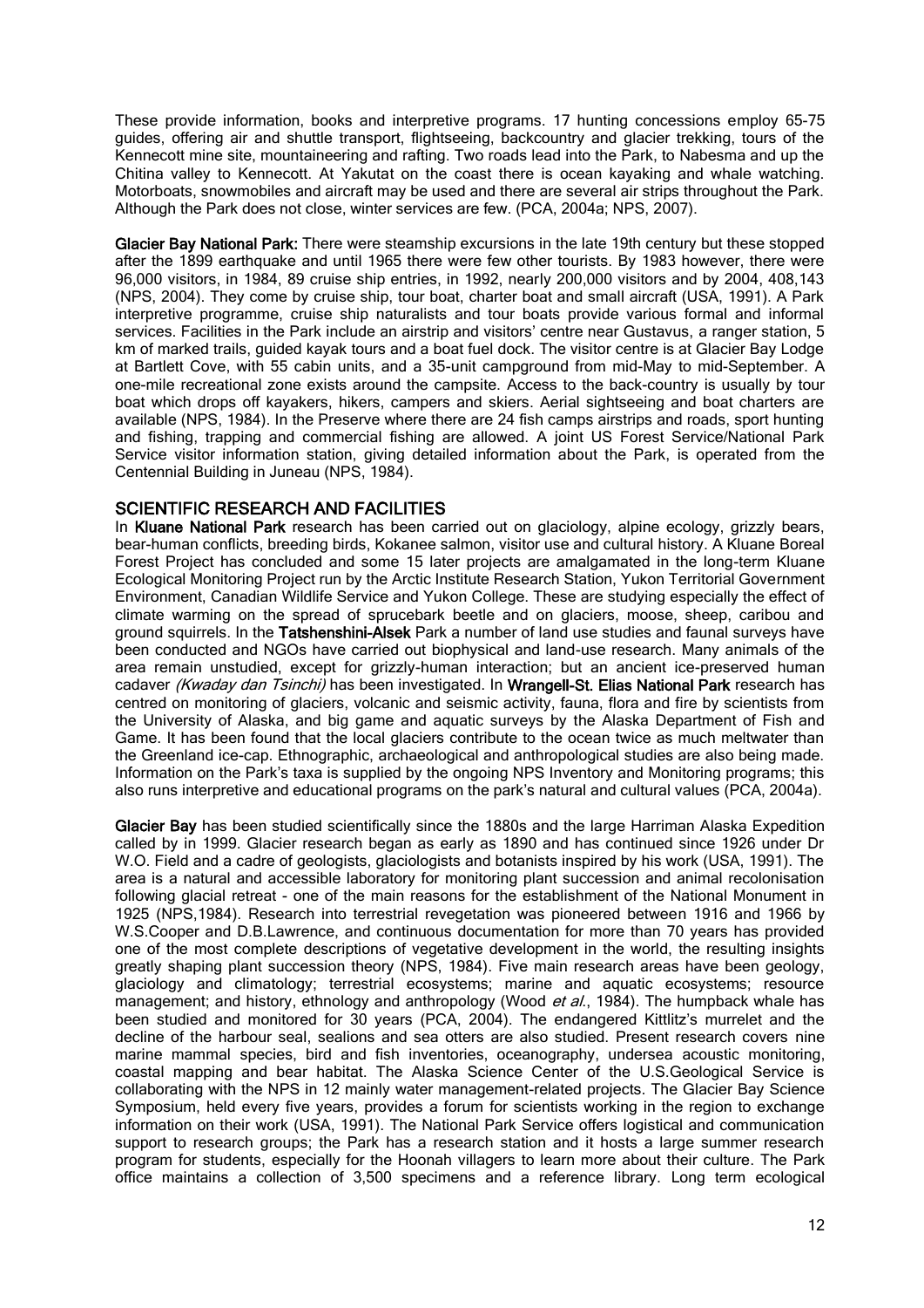These provide information, books and interpretive programs. 17 hunting concessions employ 65-75 guides, offering air and shuttle transport, flightseeing, backcountry and glacier trekking, tours of the Kennecott mine site, mountaineering and rafting. Two roads lead into the Park, to Nabesma and up the Chitina valley to Kennecott. At Yakutat on the coast there is ocean kayaking and whale watching. Motorboats, snowmobiles and aircraft may be used and there are several air strips throughout the Park. Although the Park does not close, winter services are few. (PCA, 2004a; NPS, 2007).

**Glacier Bay National Park:** There were steamship excursions in the late 19th century but these stopped after the 1899 earthquake and until 1965 there were few other tourists. By 1983 however, there were 96,000 visitors, in 1984, 89 cruise ship entries, in 1992, nearly 200,000 visitors and by 2004, 408,143 (NPS, 2004). They come by cruise ship, tour boat, charter boat and small aircraft (USA, 1991). A Park interpretive programme, cruise ship naturalists and tour boats provide various formal and informal services. Facilities in the Park include an airstrip and visitors' centre near Gustavus, a ranger station, 5 km of marked trails, guided kayak tours and a boat fuel dock. The visitor centre is at Glacier Bay Lodge at Bartlett Cove, with 55 cabin units, and a 35-unit campground from mid-May to mid-September. A one-mile recreational zone exists around the campsite. Access to the back-country is usually by tour boat which drops off kayakers, hikers, campers and skiers. Aerial sightseeing and boat charters are available (NPS, 1984). In the Preserve where there are 24 fish camps airstrips and roads, sport hunting and fishing, trapping and commercial fishing are allowed. A joint US Forest Service/National Park Service visitor information station, giving detailed information about the Park, is operated from the Centennial Building in Juneau (NPS, 1984).

## SCIENTIFIC RESEARCH AND FACILITIES

In **Kluane National Park** research has been carried out on glaciology, alpine ecology, grizzly bears, bear-human conflicts, breeding birds, Kokanee salmon, visitor use and cultural history. A Kluane Boreal Forest Project has concluded and some 15 later projects are amalgamated in the long-term Kluane Ecological Monitoring Project run by the Arctic Institute Research Station, Yukon Territorial Government Environment, Canadian Wildlife Service and Yukon College. These are studying especially the effect of climate warming on the spread of sprucebark beetle and on glaciers, moose, sheep, caribou and ground squirrels. In the **Tatshenshini-Alsek** Park a number of land use studies and faunal surveys have been conducted and NGOs have carried out biophysical and land-use research. Many animals of the area remain unstudied, except for grizzly-human interaction; but an ancient ice-preserved human cadaver *(Kwaday dan Tsinchi)* has been investigated. In **Wrangell-St. Elias National Park** research has centred on monitoring of glaciers, volcanic and seismic activity, fauna, flora and fire by scientists from the University of Alaska, and big game and aquatic surveys by the Alaska Department of Fish and Game. It has been found that the local glaciers contribute to the ocean twice as much meltwater than the Greenland ice-cap. Ethnographic, archaeological and anthropological studies are also being made. Information on the Park's taxa is supplied by the ongoing NPS Inventory and Monitoring programs; this also runs interpretive and educational programs on the park's natural and cultural values (PCA, 2004a).

**Glacier Bay** has been studied scientifically since the 1880s and the large Harriman Alaska Expedition called by in 1999. Glacier research began as early as 1890 and has continued since 1926 under Dr W.O. Field and a cadre of geologists, glaciologists and botanists inspired by his work (USA, 1991). The area is a natural and accessible laboratory for monitoring plant succession and animal recolonisation following glacial retreat - one of the main reasons for the establishment of the National Monument in 1925 (NPS,1984). Research into terrestrial revegetation was pioneered between 1916 and 1966 by W.S.Cooper and D.B.Lawrence, and continuous documentation for more than 70 years has provided one of the most complete descriptions of vegetative development in the world, the resulting insights greatly shaping plant succession theory (NPS, 1984). Five main research areas have been geology, glaciology and climatology; terrestrial ecosystems; marine and aquatic ecosystems; resource management; and history, ethnology and anthropology (Wood *et al.*, 1984). The humpback whale has been studied and monitored for 30 years (PCA, 2004). The endangered Kittlitz's murrelet and the decline of the harbour seal, sealions and sea otters are also studied. Present research covers nine marine mammal species, bird and fish inventories, oceanography, undersea acoustic monitoring, coastal mapping and bear habitat. The Alaska Science Center of the U.S.Geological Service is collaborating with the NPS in 12 mainly water management-related projects. The Glacier Bay Science Symposium, held every five years, provides a forum for scientists working in the region to exchange information on their work (USA, 1991). The National Park Service offers logistical and communication support to research groups; the Park has a research station and it hosts a large summer research program for students, especially for the Hoonah villagers to learn more about their culture. The Park office maintains a collection of 3,500 specimens and a reference library. Long term ecological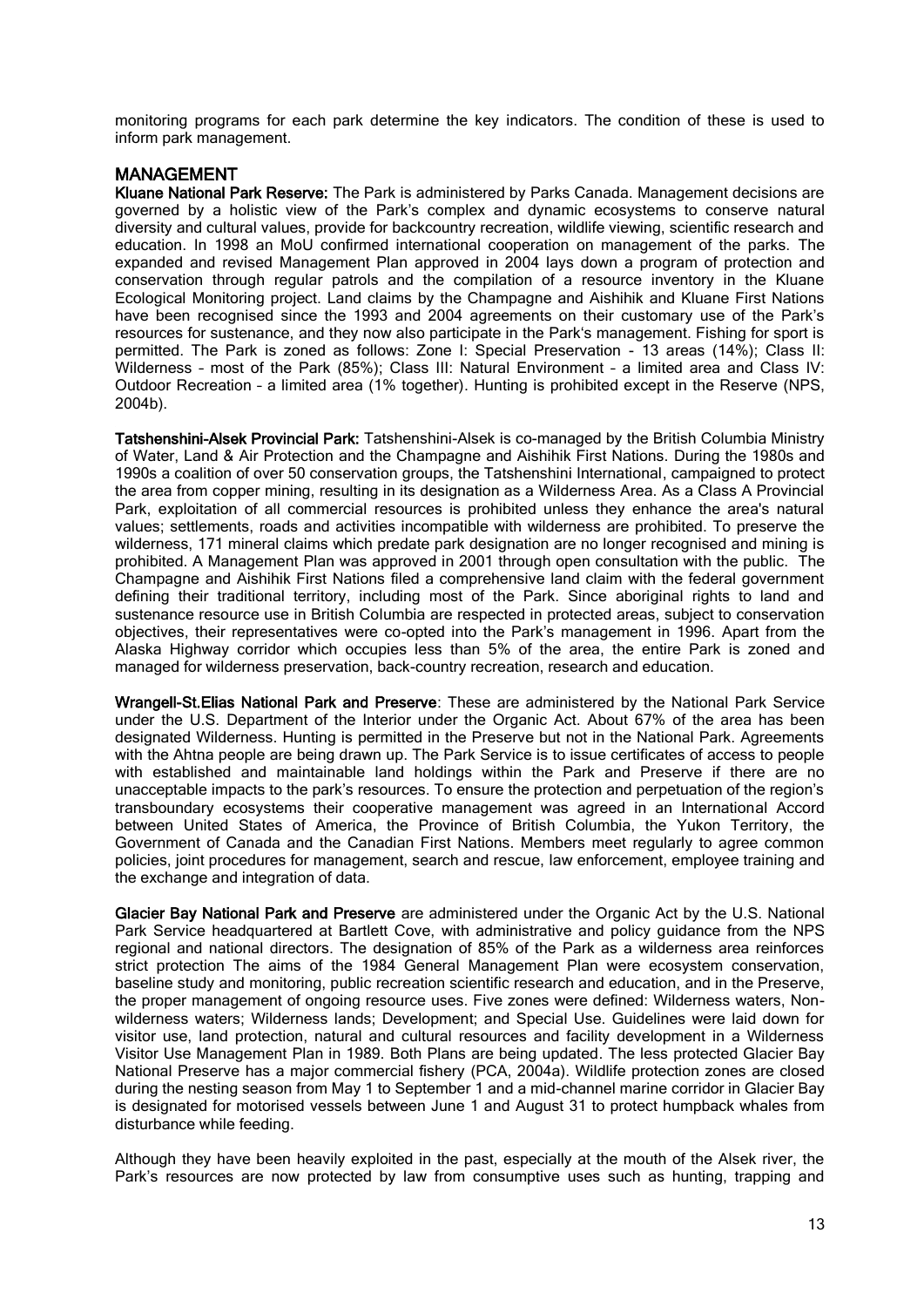monitoring programs for each park determine the key indicators. The condition of these is used to inform park management.

## MANAGEMENT

**Kluane National Park Reserve:** The Park is administered by Parks Canada. Management decisions are governed by a holistic view of the Park's complex and dynamic ecosystems to conserve natural diversity and cultural values, provide for backcountry recreation, wildlife viewing, scientific research and education. In 1998 an MoU confirmed international cooperation on management of the parks. The expanded and revised Management Plan approved in 2004 lays down a program of protection and conservation through regular patrols and the compilation of a resource inventory in the Kluane Ecological Monitoring project. Land claims by the Champagne and Aishihik and Kluane First Nations have been recognised since the 1993 and 2004 agreements on their customary use of the Park's resources for sustenance, and they now also participate in the Park's management. Fishing for sport is permitted. The Park is zoned as follows: Zone I: Special Preservation - 13 areas (14%); Class II: Wilderness – most of the Park (85%); Class III: Natural Environment – a limited area and Class IV: Outdoor Recreation – a limited area (1% together). Hunting is prohibited except in the Reserve (NPS, 2004b).

**Tatshenshini-Alsek Provincial Park:** Tatshenshini-Alsek is co-managed by the British Columbia Ministry of Water, Land & Air Protection and the Champagne and Aishihik First Nations. During the 1980s and 1990s a coalition of over 50 conservation groups, the Tatshenshini International, campaigned to protect the area from copper mining, resulting in its designation as a Wilderness Area. As a Class A Provincial Park, exploitation of all commercial resources is prohibited unless they enhance the area's natural values; settlements, roads and activities incompatible with wilderness are prohibited. To preserve the wilderness, 171 mineral claims which predate park designation are no longer recognised and mining is prohibited. A Management Plan was approved in 2001 through open consultation with the public. The Champagne and Aishihik First Nations filed a comprehensive land claim with the federal government defining their traditional territory, including most of the Park. Since aboriginal rights to land and sustenance resource use in British Columbia are respected in protected areas, subject to conservation objectives, their representatives were co-opted into the Park's management in 1996. Apart from the Alaska Highway corridor which occupies less than 5% of the area, the entire Park is zoned and managed for wilderness preservation, back-country recreation, research and education.

**Wrangell-St.Elias National Park and Preserve**: These are administered by the National Park Service under the U.S. Department of the Interior under the Organic Act. About 67% of the area has been designated Wilderness. Hunting is permitted in the Preserve but not in the National Park. Agreements with the Ahtna people are being drawn up. The Park Service is to issue certificates of access to people with established and maintainable land holdings within the Park and Preserve if there are no unacceptable impacts to the park's resources. To ensure the protection and perpetuation of the region's transboundary ecosystems their cooperative management was agreed in an International Accord between United States of America, the Province of British Columbia, the Yukon Territory, the Government of Canada and the Canadian First Nations. Members meet regularly to agree common policies, joint procedures for management, search and rescue, law enforcement, employee training and the exchange and integration of data.

**Glacier Bay National Park and Preserve** are administered under the Organic Act by the U.S. National Park Service headquartered at Bartlett Cove, with administrative and policy guidance from the NPS regional and national directors. The designation of 85% of the Park as a wilderness area reinforces strict protection The aims of the 1984 General Management Plan were ecosystem conservation, baseline study and monitoring, public recreation scientific research and education, and in the Preserve, the proper management of ongoing resource uses. Five zones were defined: Wilderness waters, Non-wilderness waters; Wilderness lands; Development; and Special Use. Guidelines were laid down for visitor use, land protection, natural and cultural resources and facility development in a Wilderness Visitor Use Management Plan in 1989. Both Plans are being updated. The less protected Glacier Bay National Preserve has a major commercial fishery (PCA, 2004a). Wildlife protection zones are closed during the nesting season from May 1 to September 1 and a mid-channel marine corridor in Glacier Bay is designated for motorised vessels between June 1 and August 31 to protect humpback whales from disturbance while feeding.

Although they have been heavily exploited in the past, especially at the mouth of the Alsek river, the Park's resources are now protected by law from consumptive uses such as hunting, trapping and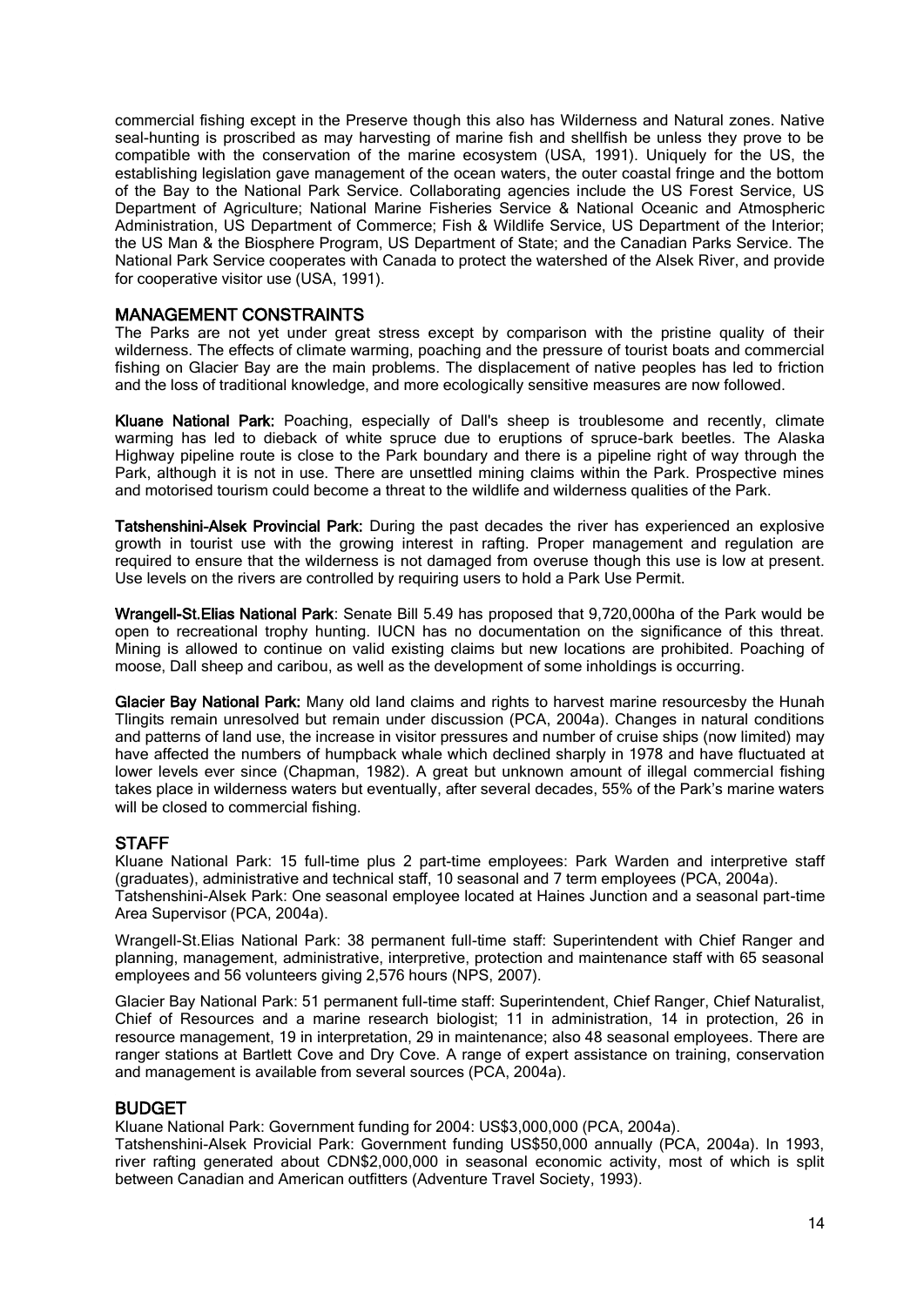commercial fishing except in the Preserve though this also has Wilderness and Natural zones. Native seal-hunting is proscribed as may harvesting of marine fish and shellfish be unless they prove to be compatible with the conservation of the marine ecosystem (USA, 1991). Uniquely for the US, the establishing legislation gave management of the ocean waters, the outer coastal fringe and the bottom of the Bay to the National Park Service. Collaborating agencies include the US Forest Service, US Department of Agriculture; National Marine Fisheries Service & National Oceanic and Atmospheric Administration, US Department of Commerce; Fish & Wildlife Service, US Department of the Interior; the US Man & the Biosphere Program, US Department of State; and the Canadian Parks Service. The National Park Service cooperates with Canada to protect the watershed of the Alsek River, and provide for cooperative visitor use (USA, 1991).

## MANAGEMENT CONSTRAINTS

The Parks are not yet under great stress except by comparison with the pristine quality of their wilderness. The effects of climate warming, poaching and the pressure of tourist boats and commercial fishing on Glacier Bay are the main problems. The displacement of native peoples has led to friction and the loss of traditional knowledge, and more ecologically sensitive measures are now followed.

**Kluane National Park:** Poaching, especially of Dall's sheep is troublesome and recently, climate warming has led to dieback of white spruce due to eruptions of spruce-bark beetles. The Alaska Highway pipeline route is close to the Park boundary and there is a pipeline right of way through the Park, although it is not in use. There are unsettled mining claims within the Park. Prospective mines and motorised tourism could become a threat to the wildlife and wilderness qualities of the Park.

**Tatshenshini-Alsek Provincial Park:** During the past decades the river has experienced an explosive growth in tourist use with the growing interest in rafting. Proper management and regulation are required to ensure that the wilderness is not damaged from overuse though this use is low at present. Use levels on the rivers are controlled by requiring users to hold a Park Use Permit.

**Wrangell-St.Elias National Park**: Senate Bill 5.49 has proposed that 9,720,000ha of the Park would be open to recreational trophy hunting. IUCN has no documentation on the significance of this threat. Mining is allowed to continue on valid existing claims but new locations are prohibited. Poaching of moose, Dall sheep and caribou, as well as the development of some inholdings is occurring.

**Glacier Bay National Park:** Many old land claims and rights to harvest marine resourcesby the Hunah Tlingits remain unresolved but remain under discussion (PCA, 2004a). Changes in natural conditions and patterns of land use, the increase in visitor pressures and number of cruise ships (now limited) may have affected the numbers of humpback whale which declined sharply in 1978 and have fluctuated at lower levels ever since (Chapman, 1982). A great but unknown amount of illegal commercial fishing takes place in wilderness waters but eventually, after several decades, 55% of the Park's marine waters will be closed to commercial fishing.

## STAFF

Kluane National Park: 15 full-time plus 2 part-time employees: Park Warden and interpretive staff (graduates), administrative and technical staff, 10 seasonal and 7 term employees (PCA, 2004a).
Tatshenshini-Alsek Park: One seasonal employee located at Haines Junction and a seasonal part-time Area Supervisor (PCA, 2004a).

Wrangell-St.Elias National Park: 38 permanent full-time staff: Superintendent with Chief Ranger and planning, management, administrative, interpretive, protection and maintenance staff with 65 seasonal employees and 56 volunteers giving 2,576 hours (NPS, 2007).

Glacier Bay National Park: 51 permanent full-time staff: Superintendent, Chief Ranger, Chief Naturalist, Chief of Resources and a marine research biologist; 11 in administration, 14 in protection, 26 in resource management, 19 in interpretation, 29 in maintenance; also 48 seasonal employees. There are ranger stations at Bartlett Cove and Dry Cove. A range of expert assistance on training, conservation and management is available from several sources (PCA, 2004a).

## BUDGET

Kluane National Park: Government funding for 2004: US$3,000,000 (PCA, 2004a).
Tatshenshini-Alsek Provicial Park: Government funding US$50,000 annually (PCA, 2004a). In 1993, river rafting generated about CDN$2,000,000 in seasonal economic activity, most of which is split between Canadian and American outfitters (Adventure Travel Society, 1993).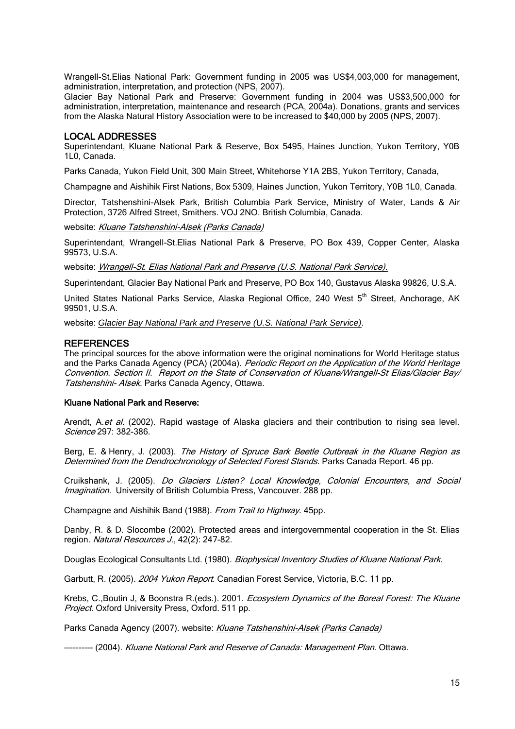Wrangell-St.Elias National Park: Government funding in 2005 was US$4,003,000 for management, administration, interpretation, and protection (NPS, 2007).

Glacier Bay National Park and Preserve: Government funding in 2004 was US$3,500,000 for administration, interpretation, maintenance and research (PCA, 2004a). Donations, grants and services from the Alaska Natural History Association were to be increased to $40,000 by 2005 (NPS, 2007).

## LOCAL ADDRESSES

Superintendant, Kluane National Park & Reserve, Box 5495, Haines Junction, Yukon Territory, Y0B 1L0, Canada.

Parks Canada, Yukon Field Unit, 300 Main Street, Whitehorse Y1A 2BS, Yukon Territory, Canada,

Champagne and Aishihik First Nations, Box 5309, Haines Junction, Yukon Territory, Y0B 1L0, Canada.

Director, Tatshenshini-Alsek Park, British Columbia Park Service, Ministry of Water, Lands & Air Protection, 3726 Alfred Street, Smithers. VOJ 2NO. British Columbia, Canada.

website: *Kluane Tatshenshini-Alsek (Parks Canada)*

Superintendant, Wrangell-St.Elias National Park & Preserve, PO Box 439, Copper Center, Alaska 99573, U.S.A.

website: *Wrangell-St. Elias National Park and Preserve (U.S. National Park Service).*

Superintendant, Glacier Bay National Park and Preserve, PO Box 140, Gustavus Alaska 99826, U.S.A.

United States National Parks Service, Alaska Regional Office, 240 West 5th Street, Anchorage, AK 99501, U.S.A.

website: *Glacier Bay National Park and Preserve (U.S. National Park Service)*.

## REFERENCES

The principal sources for the above information were the original nominations for World Heritage status and the Parks Canada Agency (PCA) (2004a). *Periodic Report on the Application of the World Heritage Convention. Section II. Report on the State of Conservation of Kluane/Wrangell-St Elias/Glacier Bay/ Tatshenshini- Alsek.* Parks Canada Agency, Ottawa.

### Kluane National Park and Reserve:

Arendt, A.*et al.* (2002). Rapid wastage of Alaska glaciers and their contribution to rising sea level. *Science* 297: 382-386.

Berg, E. & Henry, J. (2003). *The History of Spruce Bark Beetle Outbreak in the Kluane Region as Determined from the Dendrochronology of Selected Forest Stands*. Parks Canada Report. 46 pp.

Cruikshank, J. (2005). *Do Glaciers Listen? Local Knowledge, Colonial Encounters, and Social Imagination*. University of British Columbia Press, Vancouver. 288 pp.

Champagne and Aishihik Band (1988). *From Trail to Highway*. 45pp.

Danby, R. & D. Slocombe (2002). Protected areas and intergovernmental cooperation in the St. Elias region. *Natural Resources J.*, 42(2): 247-82.

Douglas Ecological Consultants Ltd. (1980). *Biophysical Inventory Studies of Kluane National Park*.

Garbutt, R. (2005). *2004 Yukon Report*. Canadian Forest Service, Victoria, B.C. 11 pp.

Krebs, C.,Boutin J, & Boonstra R.(eds.). 2001. *Ecosystem Dynamics of the Boreal Forest: The Kluane Project*. Oxford University Press, Oxford. 511 pp.

Parks Canada Agency (2007). website: *Kluane Tatshenshini-Alsek (Parks Canada)*

---------- (2004). *Kluane National Park and Reserve of Canada: Management Plan.* Ottawa.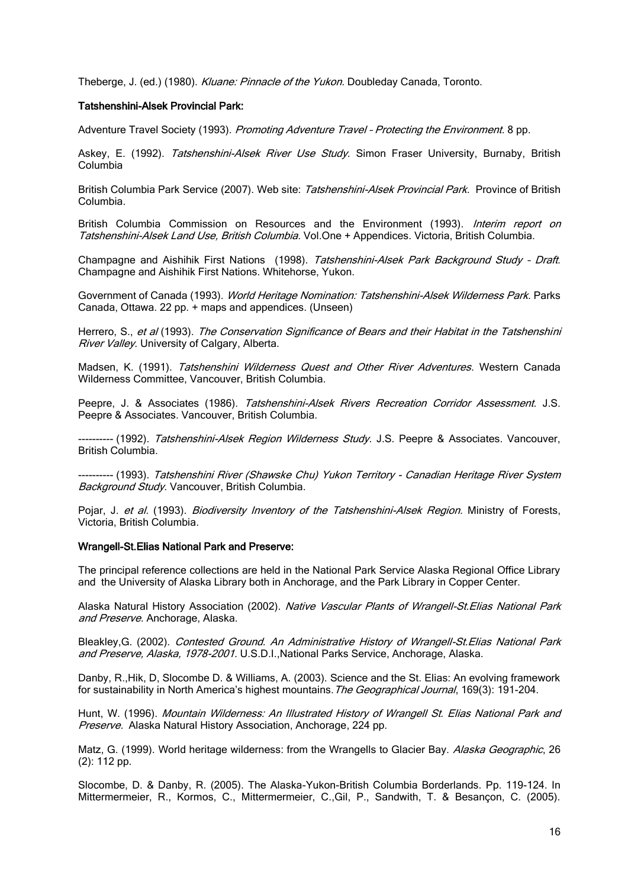Theberge, J. (ed.) (1980). *Kluane: Pinnacle of the Yukon.* Doubleday Canada, Toronto.

**Tatshenshini-Alsek Provincial Park:**

Adventure Travel Society (1993). *Promoting Adventure Travel – Protecting the Environment*. 8 pp.

Askey, E. (1992). *Tatshenshini-Alsek River Use Study*. Simon Fraser University, Burnaby, British Columbia

British Columbia Park Service (2007). Web site: *Tatshenshini-Alsek Provincial Park.* Province of British Columbia.

British Columbia Commission on Resources and the Environment (1993). *Interim report on Tatshenshini-Alsek Land Use, British Columbia.* Vol.One + Appendices. Victoria, British Columbia.

Champagne and Aishihik First Nations (1998). *Tatshenshini-Alsek Park Background Study – Draft*. Champagne and Aishihik First Nations. Whitehorse, Yukon.

Government of Canada (1993). *World Heritage Nomination: Tatshenshini-Alsek Wilderness Park*. Parks Canada, Ottawa. 22 pp. + maps and appendices. (Unseen)

Herrero, S., *et al* (1993). *The Conservation Significance of Bears and their Habitat in the Tatshenshini River Valley*. University of Calgary, Alberta.

Madsen, K. (1991). *Tatshenshini Wilderness Quest and Other River Adventures*. Western Canada Wilderness Committee, Vancouver, British Columbia.

Peepre, J. & Associates (1986). *Tatshenshini-Alsek Rivers Recreation Corridor Assessment*. J.S. Peepre & Associates. Vancouver, British Columbia.

---------- (1992). *Tatshenshini-Alsek Region Wilderness Study*. J.S. Peepre & Associates. Vancouver, British Columbia.

---------- (1993). *Tatshenshini River (Shawske Chu) Yukon Territory - Canadian Heritage River System Background Study.* Vancouver, British Columbia.

Pojar, J. *et al*. (1993). *Biodiversity Inventory of the Tatshenshini-Alsek Region.* Ministry of Forests, Victoria, British Columbia.

**Wrangell-St.Elias National Park and Preserve:**

The principal reference collections are held in the National Park Service Alaska Regional Office Library and the University of Alaska Library both in Anchorage, and the Park Library in Copper Center.

Alaska Natural History Association (2002). *Native Vascular Plants of Wrangell-St.Elias National Park and Preserve.* Anchorage, Alaska.

Bleakley,G. (2002). *Contested Ground. An Administrative History of Wrangell-St.Elias National Park and Preserve, Alaska, 1978-2001.* U.S.D.I.,National Parks Service, Anchorage, Alaska.

Danby, R.,Hik, D, Slocombe D. & Williams, A. (2003). Science and the St. Elias: An evolving framework for sustainability in North America's highest mountains. *The Geographical Journal*, 169(3): 191-204.

Hunt, W. (1996). *Mountain Wilderness: An Illustrated History of Wrangell St. Elias National Park and Preserve.* Alaska Natural History Association, Anchorage, 224 pp.

Matz, G. (1999). World heritage wilderness: from the Wrangells to Glacier Bay. *Alaska Geographic*, 26 (2): 112 pp.

Slocombe, D. & Danby, R. (2005). The Alaska-Yukon-British Columbia Borderlands. Pp. 119-124. In Mittermermeier, R., Kormos, C., Mittermermeier, C.,Gil, P., Sandwith, T. & Besançon, C. (2005).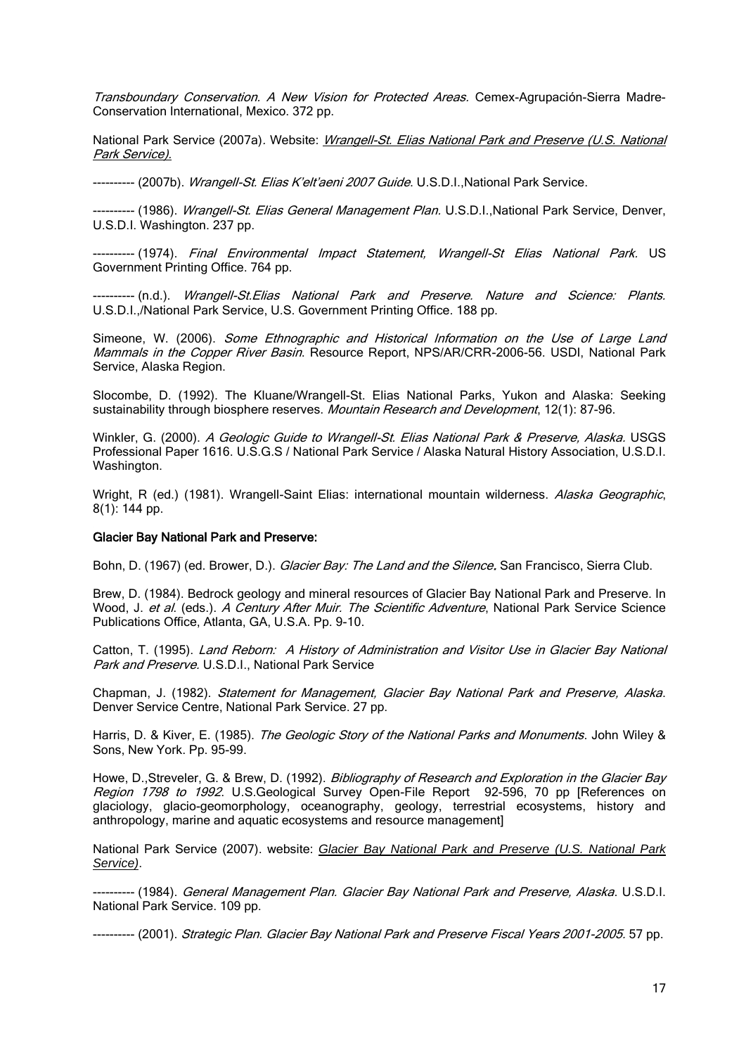*Transboundary Conservation. A New Vision for Protected Areas.* Cemex-Agrupación-Sierra Madre-Conservation International, Mexico. 372 pp.

National Park Service (2007a). Website: *Wrangell-St. Elias National Park and Preserve (U.S. National Park Service).*

---------- (2007b). *Wrangell-St. Elias K'elt'aeni 2007 Guide*. U.S.D.I.,National Park Service.

---------- (1986). *Wrangell-St. Elias General Management Plan.* U.S.D.I.,National Park Service, Denver, U.S.D.I. Washington. 237 pp.

---------- (1974). *Final Environmental Impact Statement, Wrangell-St Elias National Park.* US Government Printing Office. 764 pp.

---------- (n.d.). *Wrangell-St.Elias National Park and Preserve. Nature and Science: Plants.* U.S.D.I.,/National Park Service, U.S. Government Printing Office. 188 pp.

Simeone, W. (2006). *Some Ethnographic and Historical Information on the Use of Large Land Mammals in the Copper River Basin*. Resource Report, NPS/AR/CRR-2006-56. USDI, National Park Service, Alaska Region.

Slocombe, D. (1992). The Kluane/Wrangell-St. Elias National Parks, Yukon and Alaska: Seeking sustainability through biosphere reserves. *Mountain Research and Development*, 12(1): 87-96.

Winkler, G. (2000). *A Geologic Guide to Wrangell-St. Elias National Park & Preserve, Alaska.* USGS Professional Paper 1616. U.S.G.S / National Park Service / Alaska Natural History Association, U.S.D.I. Washington.

Wright, R (ed.) (1981). Wrangell-Saint Elias: international mountain wilderness. *Alaska Geographic*, 8(1): 144 pp.

**Glacier Bay National Park and Preserve:**

Bohn, D. (1967) (ed. Brower, D.). *Glacier Bay: The Land and the Silence***.** San Francisco, Sierra Club.

Brew, D. (1984). Bedrock geology and mineral resources of Glacier Bay National Park and Preserve. In Wood, J. *et al.* (eds.). *A Century After Muir. The Scientific Adventure*, National Park Service Science Publications Office, Atlanta, GA, U.S.A. Pp. 9-10.

Catton, T. (1995). *Land Reborn: A History of Administration and Visitor Use in Glacier Bay National Park and Preserve.* U.S.D.I., National Park Service

Chapman, J. (1982). *Statement for Management, Glacier Bay National Park and Preserve, Alaska*. Denver Service Centre, National Park Service. 27 pp.

Harris, D. & Kiver, E. (1985). *The Geologic Story of the National Parks and Monuments*. John Wiley & Sons, New York. Pp. 95-99.

Howe, D.,Streveler, G. & Brew, D. (1992). *Bibliography of Research and Exploration in the Glacier Bay Region 1798 to 1992*. U.S.Geological Survey Open-File Report 92-596, 70 pp [References on glaciology, glacio-geomorphology, oceanography, geology, terrestrial ecosystems, history and anthropology, marine and aquatic ecosystems and resource management]

National Park Service (2007). website: *Glacier Bay National Park and Preserve (U.S. National Park Service)*.

---------- (1984). *General Management Plan. Glacier Bay National Park and Preserve, Alaska*. U.S.D.I. National Park Service. 109 pp.

---------- (2001). *Strategic Plan. Glacier Bay National Park and Preserve Fiscal Years 2001-2005.* 57 pp.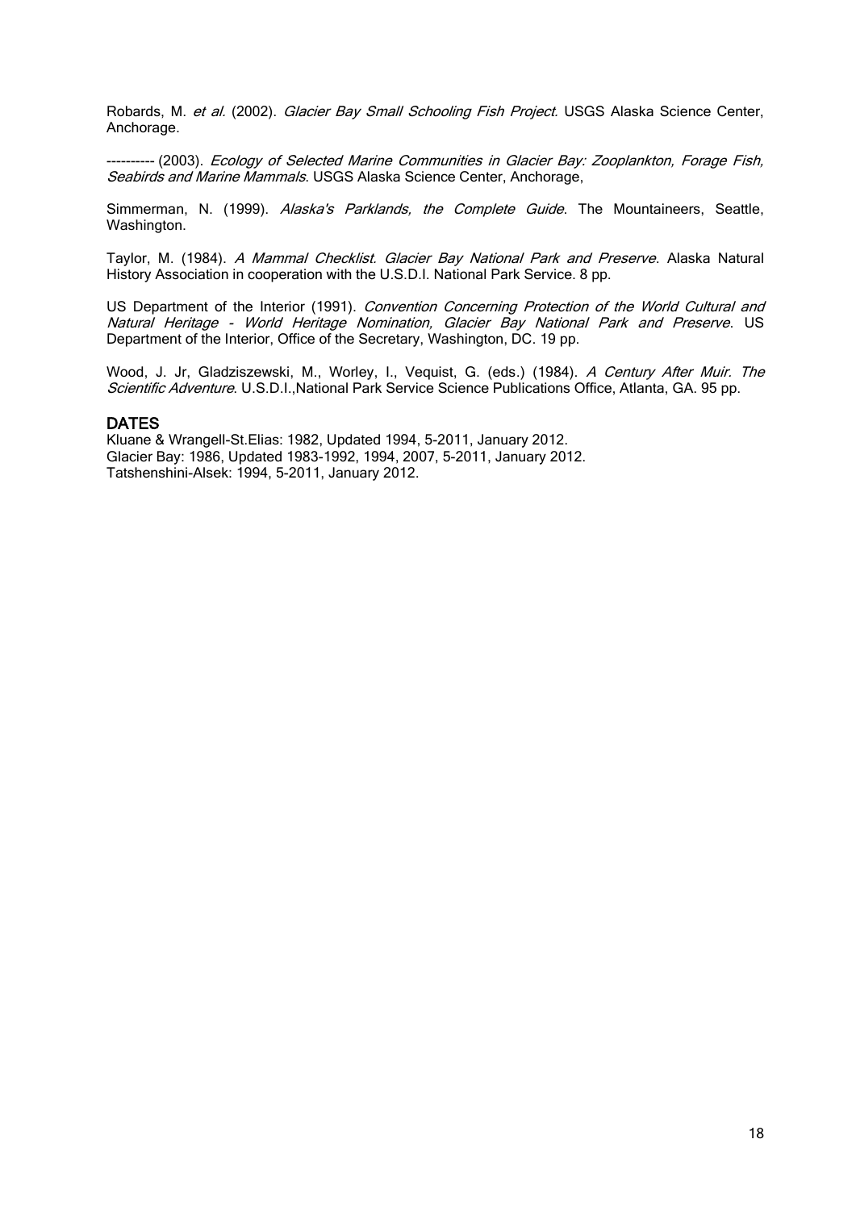Robards, M. *et al.* (2002). *Glacier Bay Small Schooling Fish Project.* USGS Alaska Science Center, Anchorage.

---------- (2003). *Ecology of Selected Marine Communities in Glacier Bay: Zooplankton, Forage Fish, Seabirds and Marine Mammals*. USGS Alaska Science Center, Anchorage,

Simmerman, N. (1999). *Alaska's Parklands, the Complete Guide*. The Mountaineers, Seattle, Washington.

Taylor, M. (1984). *A Mammal Checklist. Glacier Bay National Park and Preserve*. Alaska Natural History Association in cooperation with the U.S.D.I. National Park Service. 8 pp.

US Department of the Interior (1991). *Convention Concerning Protection of the World Cultural and Natural Heritage - World Heritage Nomination, Glacier Bay National Park and Preserve*. US Department of the Interior, Office of the Secretary, Washington, DC. 19 pp.

Wood, J. Jr, Gladziszewski, M., Worley, I., Vequist, G. (eds.) (1984). *A Century After Muir. The Scientific Adventure*. U.S.D.I.,National Park Service Science Publications Office, Atlanta, GA. 95 pp.

## DATES

Kluane & Wrangell-St.Elias: 1982, Updated 1994, 5-2011, January 2012.
Glacier Bay: 1986, Updated 1983-1992, 1994, 2007, 5-2011, January 2012.
Tatshenshini-Alsek: 1994, 5-2011, January 2012.